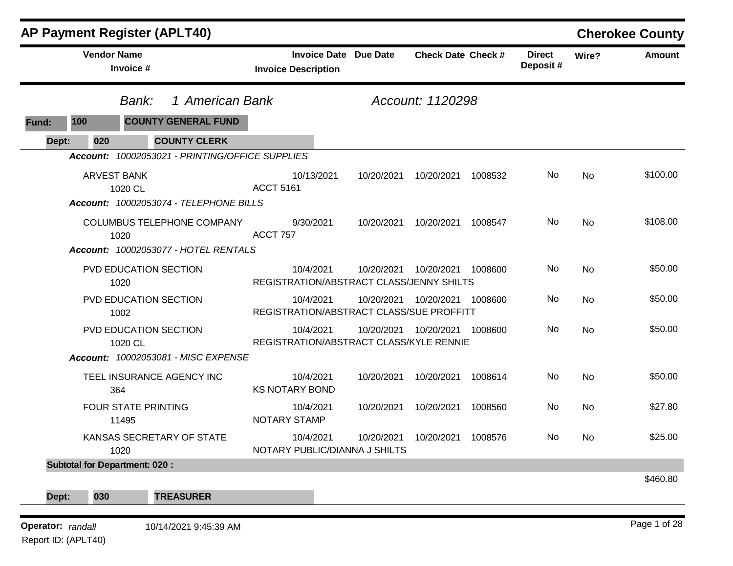# AP Payment Register (APLT40)

**Cherokee County**

| Vendor Name / Invoice # | Invoice Date / Invoice Description | Due Date | Check Date | Check # | Direct Deposit # | Wire? | Amount |
|---|---|---|---|---|---|---|---|

*Bank:* *1 American Bank* *Account: 1120298*

**Fund:** **100** **COUNTY GENERAL FUND**

**Dept:** **020** **COUNTY CLERK**

***Account:*** *10002053021 - PRINTING/OFFICE SUPPLIES*

| Vendor Name / Invoice # | Invoice Date / Invoice Description | Due Date | Check Date | Check # | Direct Deposit # | Wire? | Amount |
|---|---|---|---|---|---|---|---|
| ARVEST BANK<br>1020 CL | 10/13/2021<br>ACCT 5161 | 10/20/2021 | 10/20/2021 | 1008532 | No | No | $100.00 |

***Account:*** *10002053074 - TELEPHONE BILLS*

| Vendor Name / Invoice # | Invoice Date / Invoice Description | Due Date | Check Date | Check # | Direct Deposit # | Wire? | Amount |
|---|---|---|---|---|---|---|---|
| COLUMBUS TELEPHONE COMPANY<br>1020 | 9/30/2021<br>ACCT 757 | 10/20/2021 | 10/20/2021 | 1008547 | No | No | $108.00 |

***Account:*** *10002053077 - HOTEL RENTALS*

| Vendor Name / Invoice # | Invoice Date / Invoice Description | Due Date | Check Date | Check # | Direct Deposit # | Wire? | Amount |
|---|---|---|---|---|---|---|---|
| PVD EDUCATION SECTION<br>1020 | 10/4/2021<br>REGISTRATION/ABSTRACT CLASS/JENNY SHILTS | 10/20/2021 | 10/20/2021 | 1008600 | No | No | $50.00 |
| PVD EDUCATION SECTION<br>1002 | 10/4/2021<br>REGISTRATION/ABSTRACT CLASS/SUE PROFFITT | 10/20/2021 | 10/20/2021 | 1008600 | No | No | $50.00 |
| PVD EDUCATION SECTION<br>1020 CL | 10/4/2021<br>REGISTRATION/ABSTRACT CLASS/KYLE RENNIE | 10/20/2021 | 10/20/2021 | 1008600 | No | No | $50.00 |

***Account:*** *10002053081 - MISC EXPENSE*

| Vendor Name / Invoice # | Invoice Date / Invoice Description | Due Date | Check Date | Check # | Direct Deposit # | Wire? | Amount |
|---|---|---|---|---|---|---|---|
| TEEL INSURANCE AGENCY INC<br>364 | 10/4/2021<br>KS NOTARY BOND | 10/20/2021 | 10/20/2021 | 1008614 | No | No | $50.00 |
| FOUR STATE PRINTING<br>11495 | 10/4/2021<br>NOTARY STAMP | 10/20/2021 | 10/20/2021 | 1008560 | No | No | $27.80 |
| KANSAS SECRETARY OF STATE<br>1020 | 10/4/2021<br>NOTARY PUBLIC/DIANNA J SHILTS | 10/20/2021 | 10/20/2021 | 1008576 | No | No | $25.00 |

**Subtotal for Department: 020 :** $460.80

**Dept:** **030** **TREASURER**

**Operator:** *randall* 10/14/2021 9:45:39 AM

Report ID: (APLT40)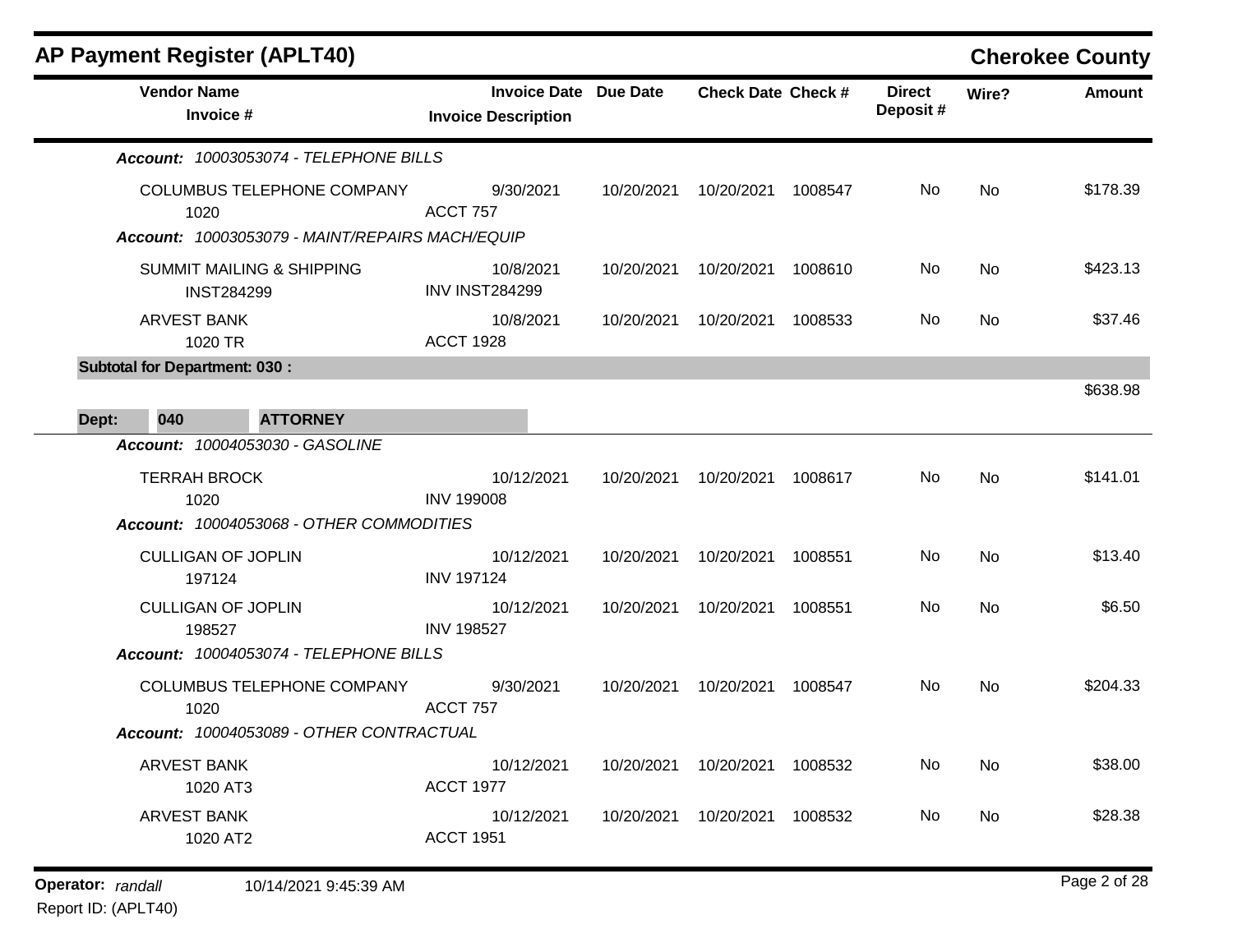## AP Payment Register (APLT40)

**Cherokee County**

| Vendor Name / Invoice # | Invoice Date / Invoice Description | Due Date | Check Date | Check # | Direct Deposit # | Wire? | Amount |
|---|---|---|---|---|---|---|---|
| ***Account: 10003053074 - TELEPHONE BILLS*** | | | | | | | |
| COLUMBUS TELEPHONE COMPANY<br>1020 | 9/30/2021<br>ACCT 757 | 10/20/2021 | 10/20/2021 | 1008547 | No | No | $178.39 |
| ***Account: 10003053079 - MAINT/REPAIRS MACH/EQUIP*** | | | | | | | |
| SUMMIT MAILING & SHIPPING<br>INST284299 | 10/8/2021<br>INV INST284299 | 10/20/2021 | 10/20/2021 | 1008610 | No | No | $423.13 |
| ARVEST BANK<br>1020 TR | 10/8/2021<br>ACCT 1928 | 10/20/2021 | 10/20/2021 | 1008533 | No | No | $37.46 |
| **Subtotal for Department: 030 :** | | | | | | | $638.98 |
| **Dept: 040 ATTORNEY** | | | | | | | |
| ***Account: 10004053030 - GASOLINE*** | | | | | | | |
| TERRAH BROCK<br>1020 | 10/12/2021<br>INV 199008 | 10/20/2021 | 10/20/2021 | 1008617 | No | No | $141.01 |
| ***Account: 10004053068 - OTHER COMMODITIES*** | | | | | | | |
| CULLIGAN OF JOPLIN<br>197124 | 10/12/2021<br>INV 197124 | 10/20/2021 | 10/20/2021 | 1008551 | No | No | $13.40 |
| CULLIGAN OF JOPLIN<br>198527 | 10/12/2021<br>INV 198527 | 10/20/2021 | 10/20/2021 | 1008551 | No | No | $6.50 |
| ***Account: 10004053074 - TELEPHONE BILLS*** | | | | | | | |
| COLUMBUS TELEPHONE COMPANY<br>1020 | 9/30/2021<br>ACCT 757 | 10/20/2021 | 10/20/2021 | 1008547 | No | No | $204.33 |
| ***Account: 10004053089 - OTHER CONTRACTUAL*** | | | | | | | |
| ARVEST BANK<br>1020 AT3 | 10/12/2021<br>ACCT 1977 | 10/20/2021 | 10/20/2021 | 1008532 | No | No | $38.00 |
| ARVEST BANK<br>1020 AT2 | 10/12/2021<br>ACCT 1951 | 10/20/2021 | 10/20/2021 | 1008532 | No | No | $28.38 |

**Operator:** *randall* 10/14/2021 9:45:39 AM

Report ID: (APLT40)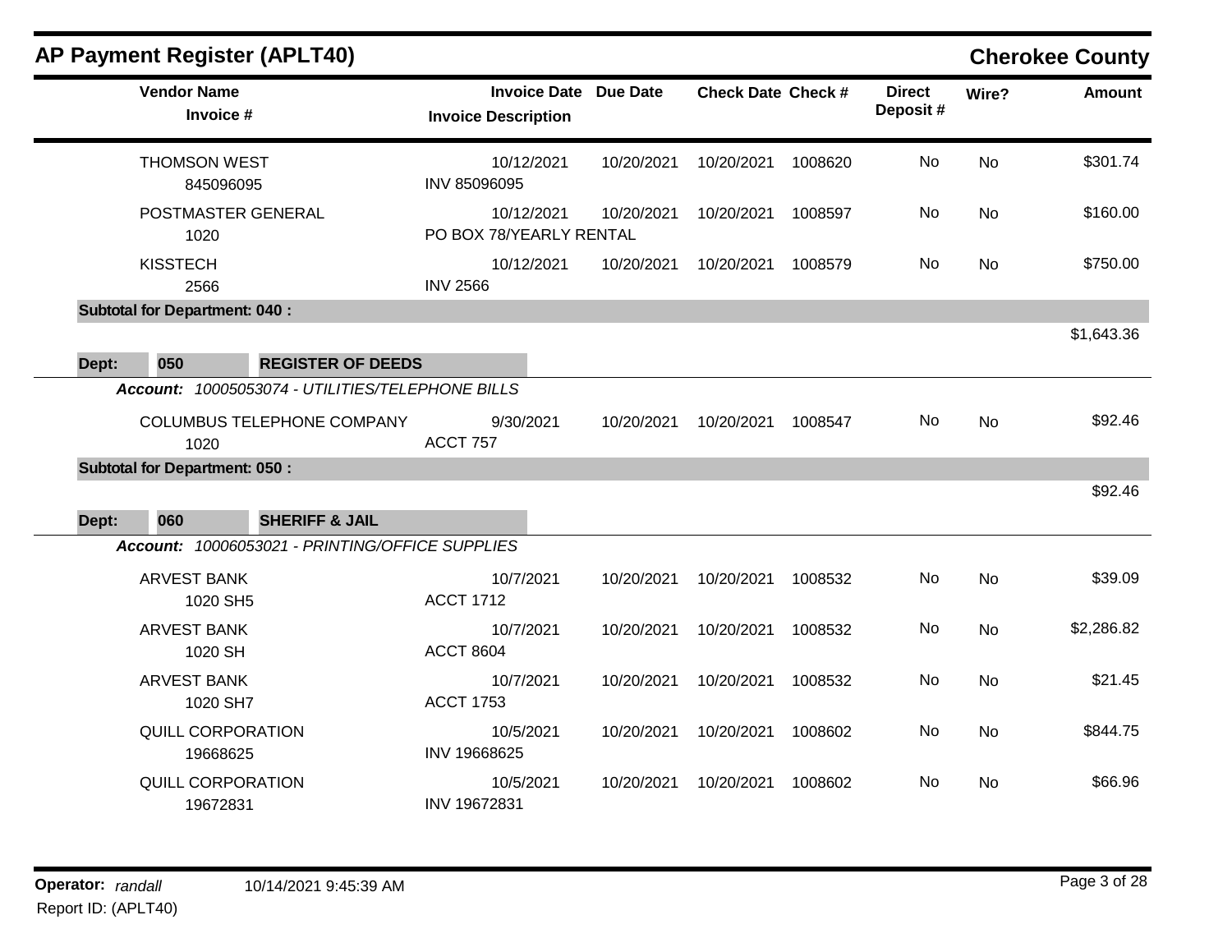# AP Payment Register (APLT40)

**Cherokee County**

| Vendor Name / Invoice # | Invoice Date / Invoice Description | Due Date | Check Date | Check # | Direct Deposit # | Wire? | Amount |
|---|---|---|---|---|---|---|---|
| THOMSON WEST<br>845096095 | 10/12/2021<br>INV 85096095 | 10/20/2021 | 10/20/2021 | 1008620 | No | No | $301.74 |
| POSTMASTER GENERAL<br>1020 | 10/12/2021<br>PO BOX 78/YEARLY RENTAL | 10/20/2021 | 10/20/2021 | 1008597 | No | No | $160.00 |
| KISSTECH<br>2566 | 10/12/2021<br>INV 2566 | 10/20/2021 | 10/20/2021 | 1008579 | No | No | $750.00 |
| **Subtotal for Department: 040 :** | | | | | | | $1,643.36 |

**Dept: 050 REGISTER OF DEEDS**

***Account:*** *10005053074 - UTILITIES/TELEPHONE BILLS*

| Vendor Name / Invoice # | Invoice Date / Invoice Description | Due Date | Check Date | Check # | Direct Deposit # | Wire? | Amount |
|---|---|---|---|---|---|---|---|
| COLUMBUS TELEPHONE COMPANY<br>1020 | 9/30/2021<br>ACCT 757 | 10/20/2021 | 10/20/2021 | 1008547 | No | No | $92.46 |
| **Subtotal for Department: 050 :** | | | | | | | $92.46 |

**Dept: 060 SHERIFF & JAIL**

***Account:*** *10006053021 - PRINTING/OFFICE SUPPLIES*

| Vendor Name / Invoice # | Invoice Date / Invoice Description | Due Date | Check Date | Check # | Direct Deposit # | Wire? | Amount |
|---|---|---|---|---|---|---|---|
| ARVEST BANK<br>1020 SH5 | 10/7/2021<br>ACCT 1712 | 10/20/2021 | 10/20/2021 | 1008532 | No | No | $39.09 |
| ARVEST BANK<br>1020 SH | 10/7/2021<br>ACCT 8604 | 10/20/2021 | 10/20/2021 | 1008532 | No | No | $2,286.82 |
| ARVEST BANK<br>1020 SH7 | 10/7/2021<br>ACCT 1753 | 10/20/2021 | 10/20/2021 | 1008532 | No | No | $21.45 |
| QUILL CORPORATION<br>19668625 | 10/5/2021<br>INV 19668625 | 10/20/2021 | 10/20/2021 | 1008602 | No | No | $844.75 |
| QUILL CORPORATION<br>19672831 | 10/5/2021<br>INV 19672831 | 10/20/2021 | 10/20/2021 | 1008602 | No | No | $66.96 |

**Operator:** *randall* 10/14/2021 9:45:39 AM

Report ID: (APLT40)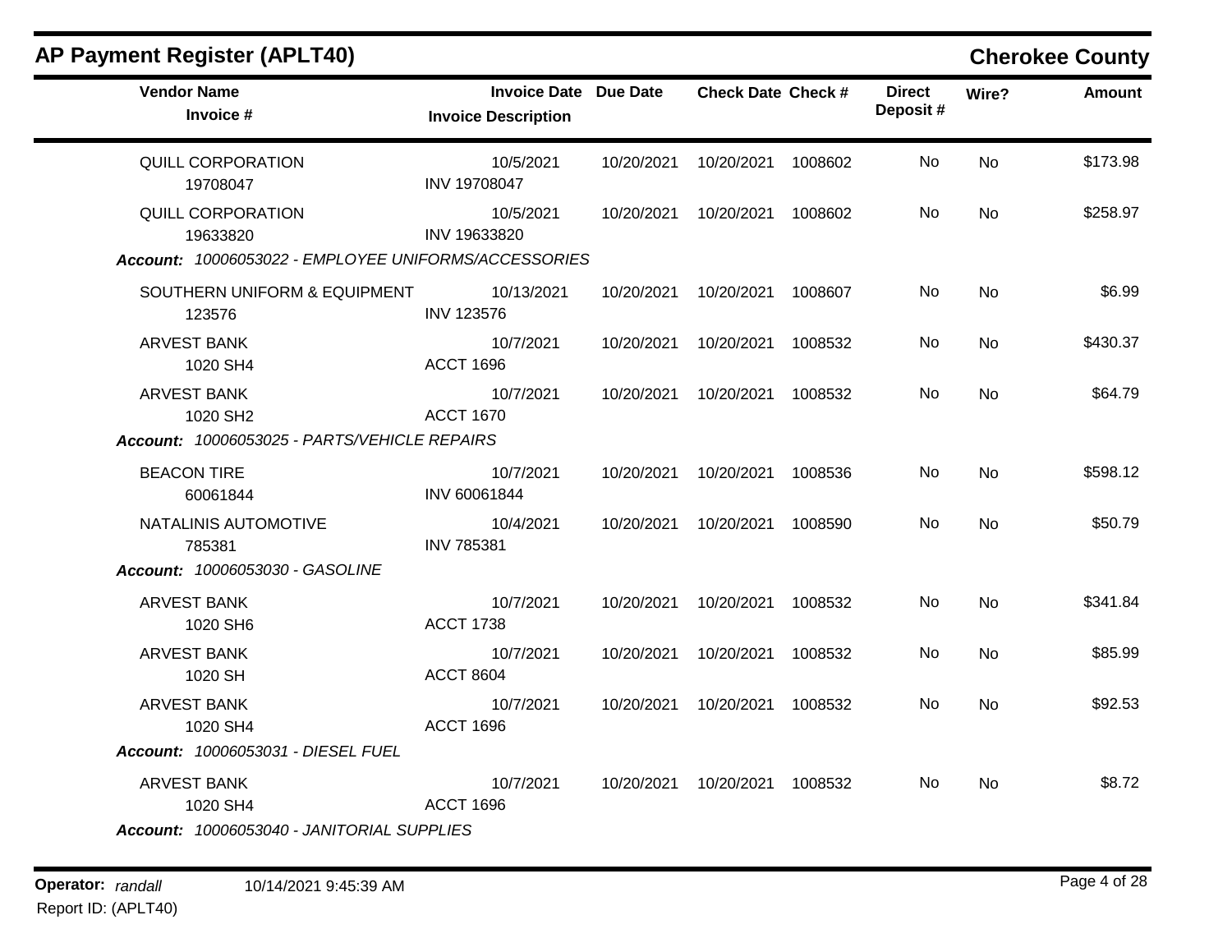## AP Payment Register (APLT40)

**Cherokee County**

| Vendor Name / Invoice # | Invoice Date / Invoice Description | Due Date | Check Date | Check # | Direct Deposit # | Wire? | Amount |
|---|---|---|---|---|---|---|---|
| QUILL CORPORATION<br>19708047 | 10/5/2021<br>INV 19708047 | 10/20/2021 | 10/20/2021 | 1008602 | No | No | $173.98 |
| QUILL CORPORATION<br>19633820 | 10/5/2021<br>INV 19633820 | 10/20/2021 | 10/20/2021 | 1008602 | No | No | $258.97 |
| ***Account:*** *10006053022 - EMPLOYEE UNIFORMS/ACCESSORIES* | | | | | | | |
| SOUTHERN UNIFORM & EQUIPMENT<br>123576 | 10/13/2021<br>INV 123576 | 10/20/2021 | 10/20/2021 | 1008607 | No | No | $6.99 |
| ARVEST BANK<br>1020 SH4 | 10/7/2021<br>ACCT 1696 | 10/20/2021 | 10/20/2021 | 1008532 | No | No | $430.37 |
| ARVEST BANK<br>1020 SH2 | 10/7/2021<br>ACCT 1670 | 10/20/2021 | 10/20/2021 | 1008532 | No | No | $64.79 |
| ***Account:*** *10006053025 - PARTS/VEHICLE REPAIRS* | | | | | | | |
| BEACON TIRE<br>60061844 | 10/7/2021<br>INV 60061844 | 10/20/2021 | 10/20/2021 | 1008536 | No | No | $598.12 |
| NATALINIS AUTOMOTIVE<br>785381 | 10/4/2021<br>INV 785381 | 10/20/2021 | 10/20/2021 | 1008590 | No | No | $50.79 |
| ***Account:*** *10006053030 - GASOLINE* | | | | | | | |
| ARVEST BANK<br>1020 SH6 | 10/7/2021<br>ACCT 1738 | 10/20/2021 | 10/20/2021 | 1008532 | No | No | $341.84 |
| ARVEST BANK<br>1020 SH | 10/7/2021<br>ACCT 8604 | 10/20/2021 | 10/20/2021 | 1008532 | No | No | $85.99 |
| ARVEST BANK<br>1020 SH4 | 10/7/2021<br>ACCT 1696 | 10/20/2021 | 10/20/2021 | 1008532 | No | No | $92.53 |
| ***Account:*** *10006053031 - DIESEL FUEL* | | | | | | | |
| ARVEST BANK<br>1020 SH4 | 10/7/2021<br>ACCT 1696 | 10/20/2021 | 10/20/2021 | 1008532 | No | No | $8.72 |
| ***Account:*** *10006053040 - JANITORIAL SUPPLIES* | | | | | | | |

**Operator:** *randall* 10/14/2021 9:45:39 AM

Report ID: (APLT40)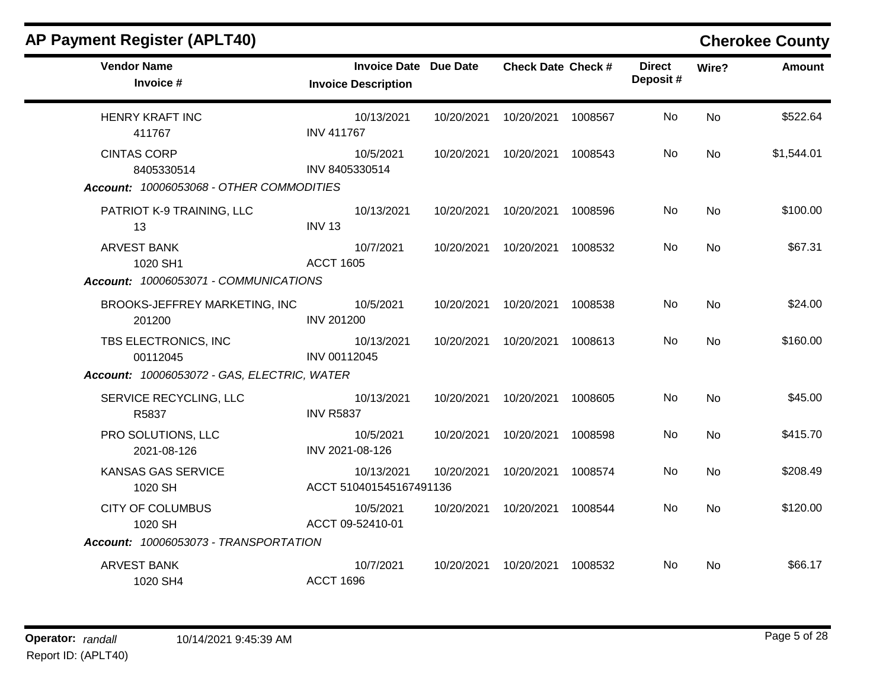## AP Payment Register (APLT40)

**Cherokee County**

| Vendor Name / Invoice # | Invoice Date / Invoice Description | Due Date | Check Date | Check # | Direct Deposit # | Wire? | Amount |
|---|---|---|---|---|---|---|---|
| HENRY KRAFT INC<br>411767 | 10/13/2021<br>INV 411767 | 10/20/2021 | 10/20/2021 | 1008567 | No | No | $522.64 |
| CINTAS CORP<br>8405330514 | 10/5/2021<br>INV 8405330514 | 10/20/2021 | 10/20/2021 | 1008543 | No | No | $1,544.01 |
| ***Account:*** *10006053068 - OTHER COMMODITIES* | | | | | | | |
| PATRIOT K-9 TRAINING, LLC<br>13 | 10/13/2021<br>INV 13 | 10/20/2021 | 10/20/2021 | 1008596 | No | No | $100.00 |
| ARVEST BANK<br>1020 SH1 | 10/7/2021<br>ACCT 1605 | 10/20/2021 | 10/20/2021 | 1008532 | No | No | $67.31 |
| ***Account:*** *10006053071 - COMMUNICATIONS* | | | | | | | |
| BROOKS-JEFFREY MARKETING, INC<br>201200 | 10/5/2021<br>INV 201200 | 10/20/2021 | 10/20/2021 | 1008538 | No | No | $24.00 |
| TBS ELECTRONICS, INC<br>00112045 | 10/13/2021<br>INV 00112045 | 10/20/2021 | 10/20/2021 | 1008613 | No | No | $160.00 |
| ***Account:*** *10006053072 - GAS, ELECTRIC, WATER* | | | | | | | |
| SERVICE RECYCLING, LLC<br>R5837 | 10/13/2021<br>INV R5837 | 10/20/2021 | 10/20/2021 | 1008605 | No | No | $45.00 |
| PRO SOLUTIONS, LLC<br>2021-08-126 | 10/5/2021<br>INV 2021-08-126 | 10/20/2021 | 10/20/2021 | 1008598 | No | No | $415.70 |
| KANSAS GAS SERVICE<br>1020 SH | 10/13/2021<br>ACCT 510401545167491136 | 10/20/2021 | 10/20/2021 | 1008574 | No | No | $208.49 |
| CITY OF COLUMBUS<br>1020 SH | 10/5/2021<br>ACCT 09-52410-01 | 10/20/2021 | 10/20/2021 | 1008544 | No | No | $120.00 |
| ***Account:*** *10006053073 - TRANSPORTATION* | | | | | | | |
| ARVEST BANK<br>1020 SH4 | 10/7/2021<br>ACCT 1696 | 10/20/2021 | 10/20/2021 | 1008532 | No | No | $66.17 |

**Operator:** *randall* 10/14/2021 9:45:39 AM
Report ID: (APLT40)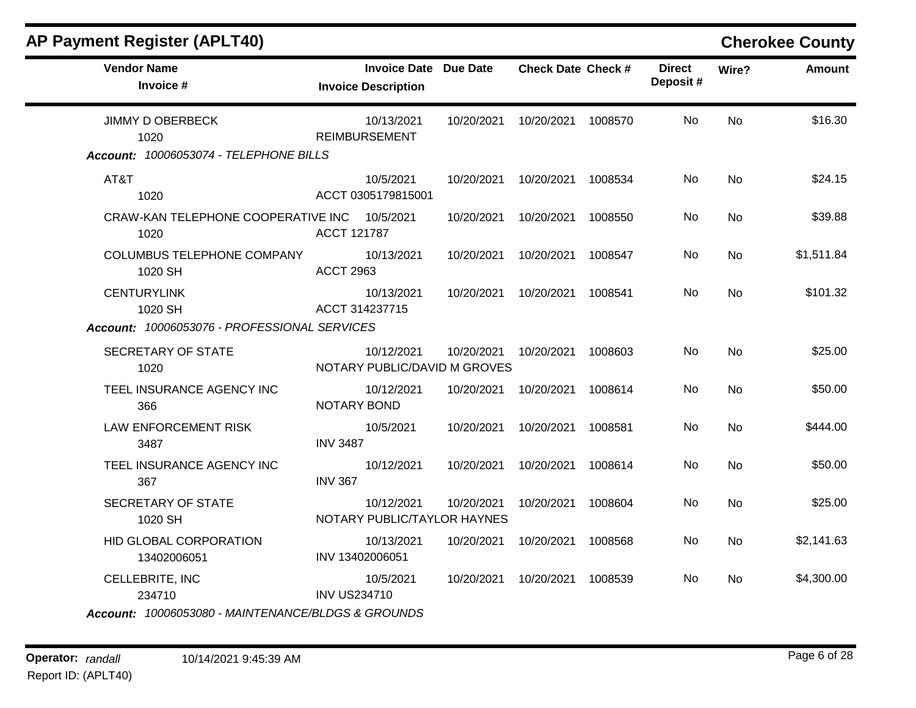# AP Payment Register (APLT40)

## Cherokee County

| Vendor Name / Invoice # | Invoice Date / Invoice Description | Due Date | Check Date | Check # | Direct Deposit # | Wire? | Amount |
|---|---|---|---|---|---|---|---|
| JIMMY D OBERBECK<br>1020 | 10/13/2021<br>REIMBURSEMENT | 10/20/2021 | 10/20/2021 | 1008570 | No | No | $16.30 |
| ***Account:*** *10006053074 - TELEPHONE BILLS* | | | | | | | |
| AT&T<br>1020 | 10/5/2021<br>ACCT 0305179815001 | 10/20/2021 | 10/20/2021 | 1008534 | No | No | $24.15 |
| CRAW-KAN TELEPHONE COOPERATIVE INC<br>1020 | 10/5/2021<br>ACCT 121787 | 10/20/2021 | 10/20/2021 | 1008550 | No | No | $39.88 |
| COLUMBUS TELEPHONE COMPANY<br>1020 SH | 10/13/2021<br>ACCT 2963 | 10/20/2021 | 10/20/2021 | 1008547 | No | No | $1,511.84 |
| CENTURYLINK<br>1020 SH | 10/13/2021<br>ACCT 314237715 | 10/20/2021 | 10/20/2021 | 1008541 | No | No | $101.32 |
| ***Account:*** *10006053076 - PROFESSIONAL SERVICES* | | | | | | | |
| SECRETARY OF STATE<br>1020 | 10/12/2021<br>NOTARY PUBLIC/DAVID M GROVES | 10/20/2021 | 10/20/2021 | 1008603 | No | No | $25.00 |
| TEEL INSURANCE AGENCY INC<br>366 | 10/12/2021<br>NOTARY BOND | 10/20/2021 | 10/20/2021 | 1008614 | No | No | $50.00 |
| LAW ENFORCEMENT RISK<br>3487 | 10/5/2021<br>INV 3487 | 10/20/2021 | 10/20/2021 | 1008581 | No | No | $444.00 |
| TEEL INSURANCE AGENCY INC<br>367 | 10/12/2021<br>INV 367 | 10/20/2021 | 10/20/2021 | 1008614 | No | No | $50.00 |
| SECRETARY OF STATE<br>1020 SH | 10/12/2021<br>NOTARY PUBLIC/TAYLOR HAYNES | 10/20/2021 | 10/20/2021 | 1008604 | No | No | $25.00 |
| HID GLOBAL CORPORATION<br>13402006051 | 10/13/2021<br>INV 13402006051 | 10/20/2021 | 10/20/2021 | 1008568 | No | No | $2,141.63 |
| CELLEBRITE, INC<br>234710 | 10/5/2021<br>INV US234710 | 10/20/2021 | 10/20/2021 | 1008539 | No | No | $4,300.00 |
| ***Account:*** *10006053080 - MAINTENANCE/BLDGS & GROUNDS* | | | | | | | |

**Operator:** *randall* 10/14/2021 9:45:39 AM
Report ID: (APLT40)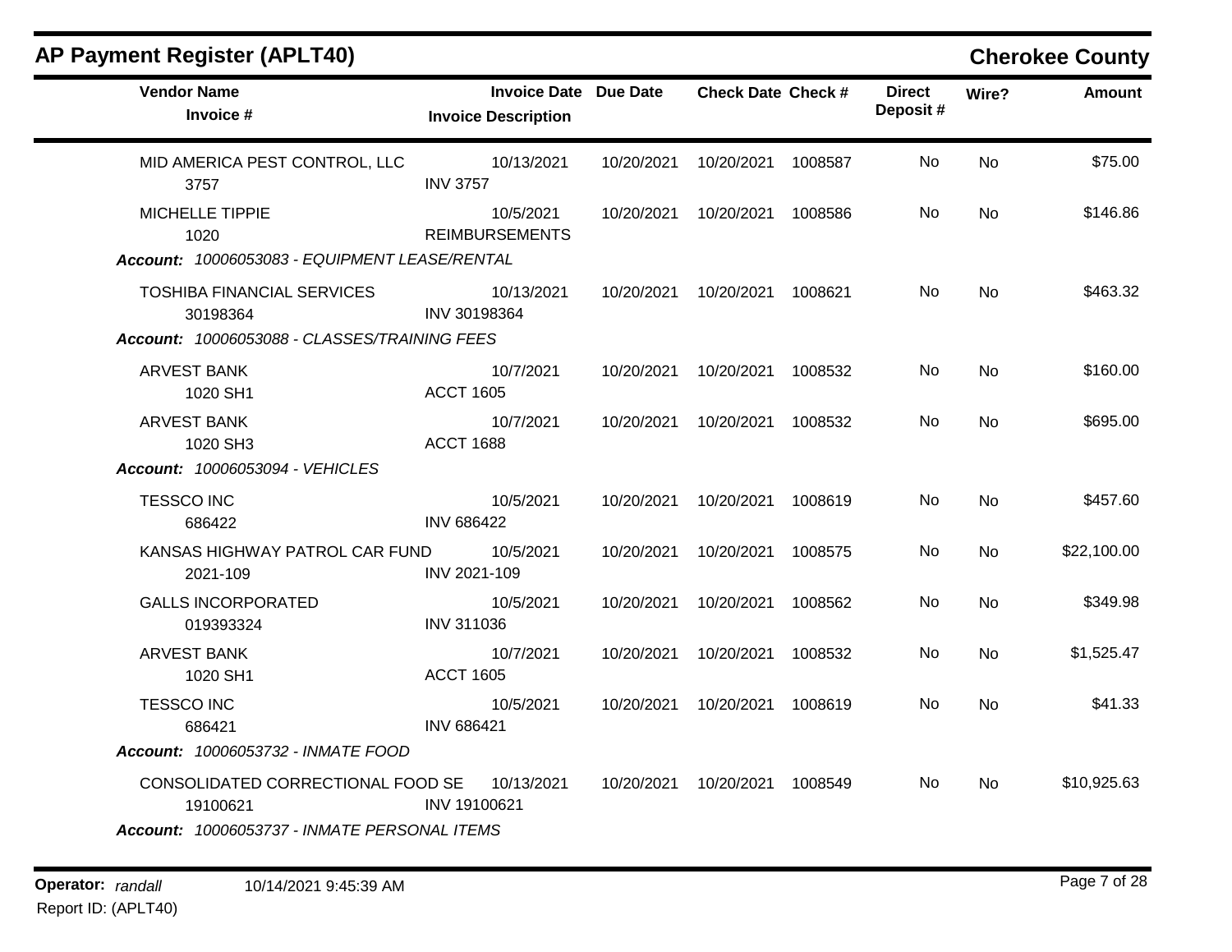## AP Payment Register (APLT40)

**Cherokee County**

| Vendor Name / Invoice # | Invoice Date / Invoice Description | Due Date | Check Date | Check # | Direct Deposit # | Wire? | Amount |
|---|---|---|---|---|---|---|---|
| MID AMERICA PEST CONTROL, LLC<br>3757 | 10/13/2021<br>INV 3757 | 10/20/2021 | 10/20/2021 | 1008587 | No | No | $75.00 |
| MICHELLE TIPPIE<br>1020 | 10/5/2021<br>REIMBURSEMENTS | 10/20/2021 | 10/20/2021 | 1008586 | No | No | $146.86 |
| ***Account:*** *10006053083 - EQUIPMENT LEASE/RENTAL* | | | | | | | |
| TOSHIBA FINANCIAL SERVICES<br>30198364 | 10/13/2021<br>INV 30198364 | 10/20/2021 | 10/20/2021 | 1008621 | No | No | $463.32 |
| ***Account:*** *10006053088 - CLASSES/TRAINING FEES* | | | | | | | |
| ARVEST BANK<br>1020 SH1 | 10/7/2021<br>ACCT 1605 | 10/20/2021 | 10/20/2021 | 1008532 | No | No | $160.00 |
| ARVEST BANK<br>1020 SH3 | 10/7/2021<br>ACCT 1688 | 10/20/2021 | 10/20/2021 | 1008532 | No | No | $695.00 |
| ***Account:*** *10006053094 - VEHICLES* | | | | | | | |
| TESSCO INC<br>686422 | 10/5/2021<br>INV 686422 | 10/20/2021 | 10/20/2021 | 1008619 | No | No | $457.60 |
| KANSAS HIGHWAY PATROL CAR FUND<br>2021-109 | 10/5/2021<br>INV 2021-109 | 10/20/2021 | 10/20/2021 | 1008575 | No | No | $22,100.00 |
| GALLS INCORPORATED<br>019393324 | 10/5/2021<br>INV 311036 | 10/20/2021 | 10/20/2021 | 1008562 | No | No | $349.98 |
| ARVEST BANK<br>1020 SH1 | 10/7/2021<br>ACCT 1605 | 10/20/2021 | 10/20/2021 | 1008532 | No | No | $1,525.47 |
| TESSCO INC<br>686421 | 10/5/2021<br>INV 686421 | 10/20/2021 | 10/20/2021 | 1008619 | No | No | $41.33 |
| ***Account:*** *10006053732 - INMATE FOOD* | | | | | | | |
| CONSOLIDATED CORRECTIONAL FOOD SE<br>19100621 | 10/13/2021<br>INV 19100621 | 10/20/2021 | 10/20/2021 | 1008549 | No | No | $10,925.63 |
| ***Account:*** *10006053737 - INMATE PERSONAL ITEMS* | | | | | | | |

**Operator:** *randall* 10/14/2021 9:45:39 AM

Report ID: (APLT40)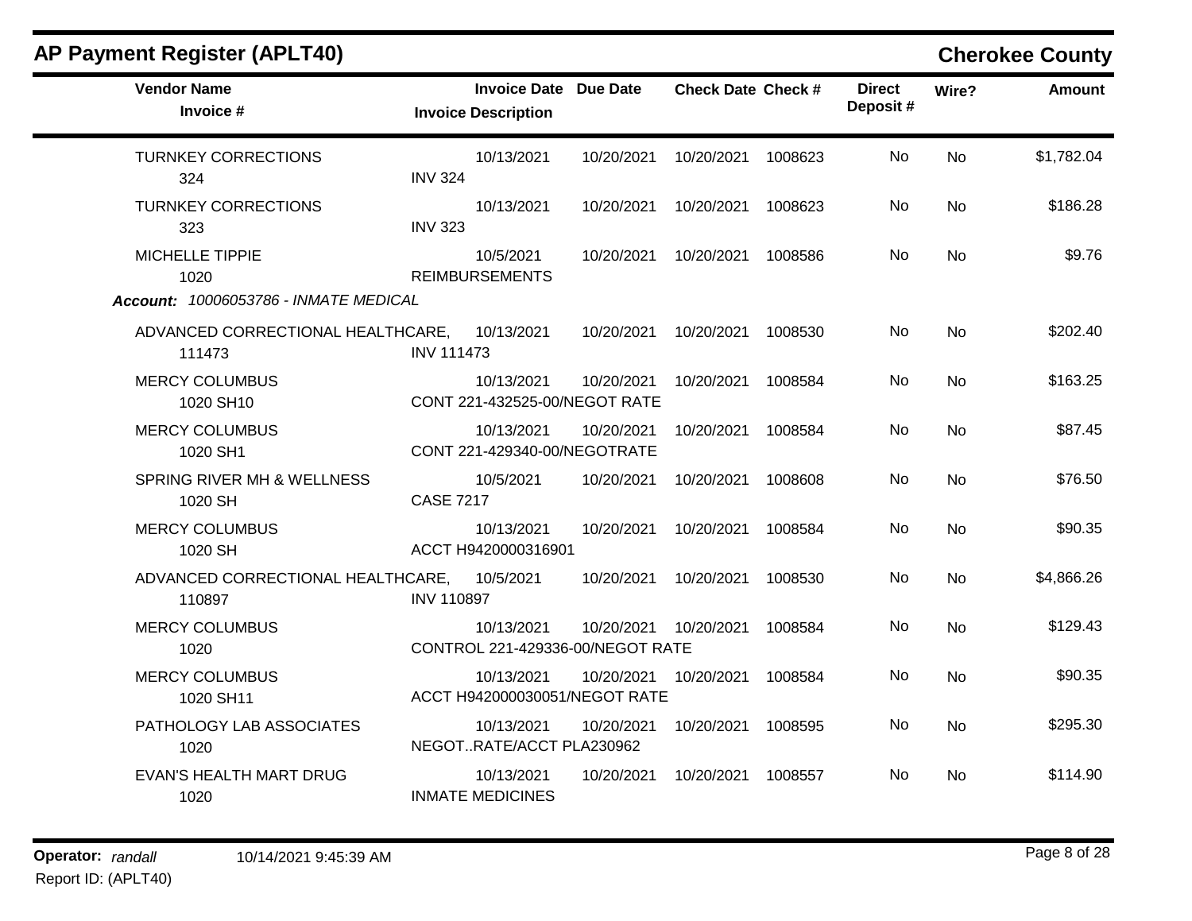## AP Payment Register (APLT40)

**Cherokee County**

| Vendor Name / Invoice # | Invoice Date / Invoice Description | Due Date | Check Date | Check # | Direct Deposit # | Wire? | Amount |
|---|---|---|---|---|---|---|---|
| TURNKEY CORRECTIONS<br>324 | 10/13/2021<br>INV 324 | 10/20/2021 | 10/20/2021 | 1008623 | No | No | $1,782.04 |
| TURNKEY CORRECTIONS<br>323 | 10/13/2021<br>INV 323 | 10/20/2021 | 10/20/2021 | 1008623 | No | No | $186.28 |
| MICHELLE TIPPIE<br>1020 | 10/5/2021<br>REIMBURSEMENTS | 10/20/2021 | 10/20/2021 | 1008586 | No | No | $9.76 |
| ***Account:** 10006053786 - INMATE MEDICAL* | | | | | | | |
| ADVANCED CORRECTIONAL HEALTHCARE,<br>111473 | 10/13/2021<br>INV 111473 | 10/20/2021 | 10/20/2021 | 1008530 | No | No | $202.40 |
| MERCY COLUMBUS<br>1020 SH10 | 10/13/2021<br>CONT 221-432525-00/NEGOT RATE | 10/20/2021 | 10/20/2021 | 1008584 | No | No | $163.25 |
| MERCY COLUMBUS<br>1020 SH1 | 10/13/2021<br>CONT 221-429340-00/NEGOTRATE | 10/20/2021 | 10/20/2021 | 1008584 | No | No | $87.45 |
| SPRING RIVER MH & WELLNESS<br>1020 SH | 10/5/2021<br>CASE 7217 | 10/20/2021 | 10/20/2021 | 1008608 | No | No | $76.50 |
| MERCY COLUMBUS<br>1020 SH | 10/13/2021<br>ACCT H9420000316901 | 10/20/2021 | 10/20/2021 | 1008584 | No | No | $90.35 |
| ADVANCED CORRECTIONAL HEALTHCARE,<br>110897 | 10/5/2021<br>INV 110897 | 10/20/2021 | 10/20/2021 | 1008530 | No | No | $4,866.26 |
| MERCY COLUMBUS<br>1020 | 10/13/2021<br>CONTROL 221-429336-00/NEGOT RATE | 10/20/2021 | 10/20/2021 | 1008584 | No | No | $129.43 |
| MERCY COLUMBUS<br>1020 SH11 | 10/13/2021<br>ACCT H942000030051/NEGOT RATE | 10/20/2021 | 10/20/2021 | 1008584 | No | No | $90.35 |
| PATHOLOGY LAB ASSOCIATES<br>1020 | 10/13/2021<br>NEGOT..RATE/ACCT PLA230962 | 10/20/2021 | 10/20/2021 | 1008595 | No | No | $295.30 |
| EVAN'S HEALTH MART DRUG<br>1020 | 10/13/2021<br>INMATE MEDICINES | 10/20/2021 | 10/20/2021 | 1008557 | No | No | $114.90 |

**Operator:** *randall* 10/14/2021 9:45:39 AM

Report ID: (APLT40)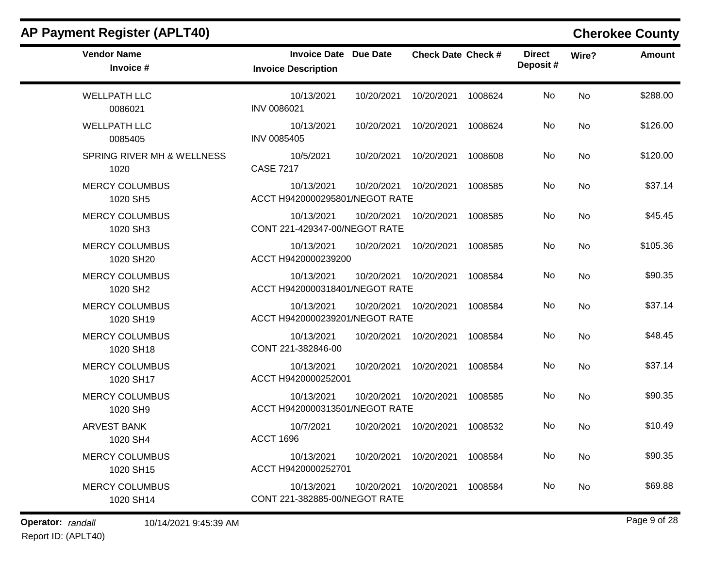## AP Payment Register (APLT40)

**Cherokee County**

| Vendor Name / Invoice # | Invoice Date / Invoice Description | Due Date | Check Date | Check # | Direct Deposit # | Wire? | Amount |
|---|---|---|---|---|---|---|---|
| WELLPATH LLC<br>0086021 | 10/13/2021<br>INV 0086021 | 10/20/2021 | 10/20/2021 | 1008624 | No | No | $288.00 |
| WELLPATH LLC<br>0085405 | 10/13/2021<br>INV 0085405 | 10/20/2021 | 10/20/2021 | 1008624 | No | No | $126.00 |
| SPRING RIVER MH & WELLNESS<br>1020 | 10/5/2021<br>CASE 7217 | 10/20/2021 | 10/20/2021 | 1008608 | No | No | $120.00 |
| MERCY COLUMBUS<br>1020 SH5 | 10/13/2021<br>ACCT H9420000295801/NEGOT RATE | 10/20/2021 | 10/20/2021 | 1008585 | No | No | $37.14 |
| MERCY COLUMBUS<br>1020 SH3 | 10/13/2021<br>CONT 221-429347-00/NEGOT RATE | 10/20/2021 | 10/20/2021 | 1008585 | No | No | $45.45 |
| MERCY COLUMBUS<br>1020 SH20 | 10/13/2021<br>ACCT H9420000239200 | 10/20/2021 | 10/20/2021 | 1008585 | No | No | $105.36 |
| MERCY COLUMBUS<br>1020 SH2 | 10/13/2021<br>ACCT H9420000318401/NEGOT RATE | 10/20/2021 | 10/20/2021 | 1008584 | No | No | $90.35 |
| MERCY COLUMBUS<br>1020 SH19 | 10/13/2021<br>ACCT H9420000239201/NEGOT RATE | 10/20/2021 | 10/20/2021 | 1008584 | No | No | $37.14 |
| MERCY COLUMBUS<br>1020 SH18 | 10/13/2021<br>CONT 221-382846-00 | 10/20/2021 | 10/20/2021 | 1008584 | No | No | $48.45 |
| MERCY COLUMBUS<br>1020 SH17 | 10/13/2021<br>ACCT H9420000252001 | 10/20/2021 | 10/20/2021 | 1008584 | No | No | $37.14 |
| MERCY COLUMBUS<br>1020 SH9 | 10/13/2021<br>ACCT H9420000313501/NEGOT RATE | 10/20/2021 | 10/20/2021 | 1008585 | No | No | $90.35 |
| ARVEST BANK<br>1020 SH4 | 10/7/2021<br>ACCT 1696 | 10/20/2021 | 10/20/2021 | 1008532 | No | No | $10.49 |
| MERCY COLUMBUS<br>1020 SH15 | 10/13/2021<br>ACCT H9420000252701 | 10/20/2021 | 10/20/2021 | 1008584 | No | No | $90.35 |
| MERCY COLUMBUS<br>1020 SH14 | 10/13/2021<br>CONT 221-382885-00/NEGOT RATE | 10/20/2021 | 10/20/2021 | 1008584 | No | No | $69.88 |

**Operator:** *randall* 10/14/2021 9:45:39 AM

Report ID: (APLT40)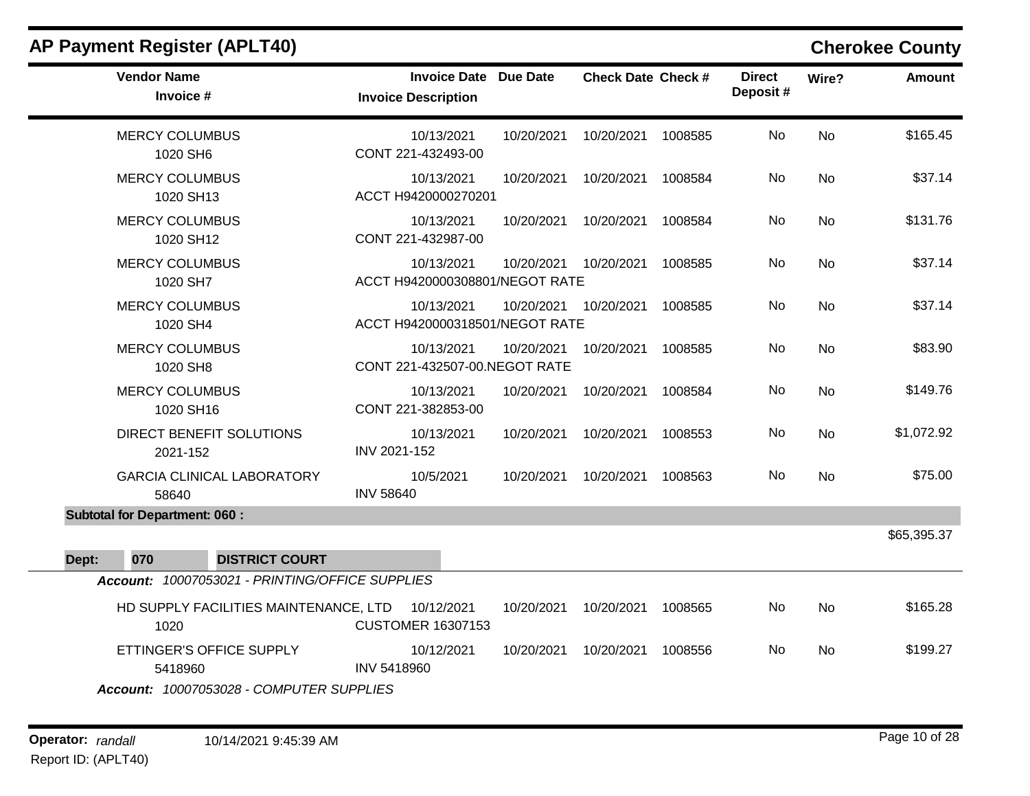## AP Payment Register (APLT40)

**Cherokee County**

| Vendor Name / Invoice # | Invoice Date / Invoice Description | Due Date | Check Date | Check # | Direct Deposit # | Wire? | Amount |
|---|---|---|---|---|---|---|---|
| MERCY COLUMBUS<br>1020 SH6 | 10/13/2021<br>CONT 221-432493-00 | 10/20/2021 | 10/20/2021 | 1008585 | No | No | $165.45 |
| MERCY COLUMBUS<br>1020 SH13 | 10/13/2021<br>ACCT H9420000270201 | 10/20/2021 | 10/20/2021 | 1008584 | No | No | $37.14 |
| MERCY COLUMBUS<br>1020 SH12 | 10/13/2021<br>CONT 221-432987-00 | 10/20/2021 | 10/20/2021 | 1008584 | No | No | $131.76 |
| MERCY COLUMBUS<br>1020 SH7 | 10/13/2021<br>ACCT H9420000308801/NEGOT RATE | 10/20/2021 | 10/20/2021 | 1008585 | No | No | $37.14 |
| MERCY COLUMBUS<br>1020 SH4 | 10/13/2021<br>ACCT H9420000318501/NEGOT RATE | 10/20/2021 | 10/20/2021 | 1008585 | No | No | $37.14 |
| MERCY COLUMBUS<br>1020 SH8 | 10/13/2021<br>CONT 221-432507-00.NEGOT RATE | 10/20/2021 | 10/20/2021 | 1008585 | No | No | $83.90 |
| MERCY COLUMBUS<br>1020 SH16 | 10/13/2021<br>CONT 221-382853-00 | 10/20/2021 | 10/20/2021 | 1008584 | No | No | $149.76 |
| DIRECT BENEFIT SOLUTIONS<br>2021-152 | 10/13/2021<br>INV 2021-152 | 10/20/2021 | 10/20/2021 | 1008553 | No | No | $1,072.92 |
| GARCIA CLINICAL LABORATORY<br>58640 | 10/5/2021<br>INV 58640 | 10/20/2021 | 10/20/2021 | 1008563 | No | No | $75.00 |

**Subtotal for Department: 060 :** $65,395.37

**Dept: 070 DISTRICT COURT**

***Account:** 10007053021 - PRINTING/OFFICE SUPPLIES*

| Vendor Name / Invoice # | Invoice Date / Invoice Description | Due Date | Check Date | Check # | Direct Deposit # | Wire? | Amount |
|---|---|---|---|---|---|---|---|
| HD SUPPLY FACILITIES MAINTENANCE, LTD<br>1020 | 10/12/2021<br>CUSTOMER 16307153 | 10/20/2021 | 10/20/2021 | 1008565 | No | No | $165.28 |
| ETTINGER'S OFFICE SUPPLY<br>5418960 | 10/12/2021<br>INV 5418960 | 10/20/2021 | 10/20/2021 | 1008556 | No | No | $199.27 |

***Account:** 10007053028 - COMPUTER SUPPLIES*

**Operator:** *randall* 10/14/2021 9:45:39 AM
Report ID: (APLT40)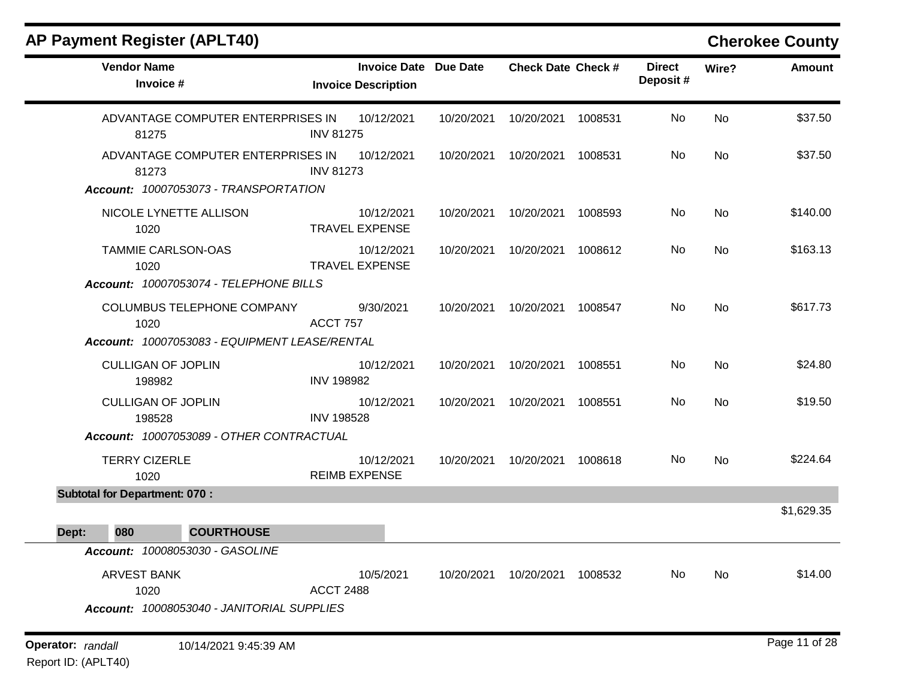## AP Payment Register (APLT40)

**Cherokee County**

| Vendor Name / Invoice # | Invoice Date / Invoice Description | Due Date | Check Date | Check # | Direct Deposit # | Wire? | Amount |
|---|---|---|---|---|---|---|---|
| ADVANTAGE COMPUTER ENTERPRISES IN 81275 | 10/12/2021 INV 81275 | 10/20/2021 | 10/20/2021 | 1008531 | No | No | $37.50 |
| ADVANTAGE COMPUTER ENTERPRISES IN 81273 | 10/12/2021 INV 81273 | 10/20/2021 | 10/20/2021 | 1008531 | No | No | $37.50 |
| ***Account:*** *10007053073 - TRANSPORTATION* | | | | | | | |
| NICOLE LYNETTE ALLISON 1020 | 10/12/2021 TRAVEL EXPENSE | 10/20/2021 | 10/20/2021 | 1008593 | No | No | $140.00 |
| TAMMIE CARLSON-OAS 1020 | 10/12/2021 TRAVEL EXPENSE | 10/20/2021 | 10/20/2021 | 1008612 | No | No | $163.13 |
| ***Account:*** *10007053074 - TELEPHONE BILLS* | | | | | | | |
| COLUMBUS TELEPHONE COMPANY 1020 | 9/30/2021 ACCT 757 | 10/20/2021 | 10/20/2021 | 1008547 | No | No | $617.73 |
| ***Account:*** *10007053083 - EQUIPMENT LEASE/RENTAL* | | | | | | | |
| CULLIGAN OF JOPLIN 198982 | 10/12/2021 INV 198982 | 10/20/2021 | 10/20/2021 | 1008551 | No | No | $24.80 |
| CULLIGAN OF JOPLIN 198528 | 10/12/2021 INV 198528 | 10/20/2021 | 10/20/2021 | 1008551 | No | No | $19.50 |
| ***Account:*** *10007053089 - OTHER CONTRACTUAL* | | | | | | | |
| TERRY CIZERLE 1020 | 10/12/2021 REIMB EXPENSE | 10/20/2021 | 10/20/2021 | 1008618 | No | No | $224.64 |
| **Subtotal for Department: 070 :** | | | | | | | $1,629.35 |

**Dept: 080 COURTHOUSE**

| Vendor Name / Invoice # | Invoice Date / Invoice Description | Due Date | Check Date | Check # | Direct Deposit # | Wire? | Amount |
|---|---|---|---|---|---|---|---|
| ***Account:*** *10008053030 - GASOLINE* | | | | | | | |
| ARVEST BANK 1020 | 10/5/2021 ACCT 2488 | 10/20/2021 | 10/20/2021 | 1008532 | No | No | $14.00 |
| ***Account:*** *10008053040 - JANITORIAL SUPPLIES* | | | | | | | |

**Operator:** *randall* 10/14/2021 9:45:39 AM

Report ID: (APLT40)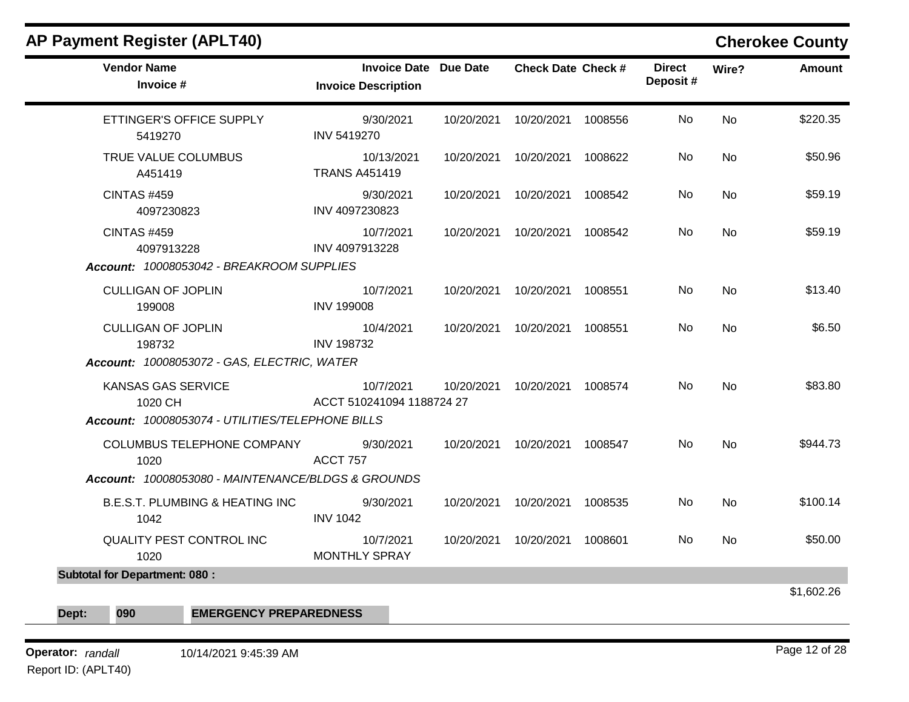# AP Payment Register (APLT40)

## Cherokee County

| Vendor Name / Invoice # | Invoice Date / Invoice Description | Due Date | Check Date | Check # | Direct Deposit # | Wire? | Amount |
|---|---|---|---|---|---|---|---|
| ETTINGER'S OFFICE SUPPLY<br>5419270 | 9/30/2021<br>INV 5419270 | 10/20/2021 | 10/20/2021 | 1008556 | No | No | $220.35 |
| TRUE VALUE COLUMBUS<br>A451419 | 10/13/2021<br>TRANS A451419 | 10/20/2021 | 10/20/2021 | 1008622 | No | No | $50.96 |
| CINTAS #459<br>4097230823 | 9/30/2021<br>INV 4097230823 | 10/20/2021 | 10/20/2021 | 1008542 | No | No | $59.19 |
| CINTAS #459<br>4097913228 | 10/7/2021<br>INV 4097913228 | 10/20/2021 | 10/20/2021 | 1008542 | No | No | $59.19 |
| ***Account:** 10008053042 - BREAKROOM SUPPLIES* | | | | | | | |
| CULLIGAN OF JOPLIN<br>199008 | 10/7/2021<br>INV 199008 | 10/20/2021 | 10/20/2021 | 1008551 | No | No | $13.40 |
| CULLIGAN OF JOPLIN<br>198732 | 10/4/2021<br>INV 198732 | 10/20/2021 | 10/20/2021 | 1008551 | No | No | $6.50 |
| ***Account:** 10008053072 - GAS, ELECTRIC, WATER* | | | | | | | |
| KANSAS GAS SERVICE<br>1020 CH | 10/7/2021<br>ACCT 510241094 1188724 27 | 10/20/2021 | 10/20/2021 | 1008574 | No | No | $83.80 |
| ***Account:** 10008053074 - UTILITIES/TELEPHONE BILLS* | | | | | | | |
| COLUMBUS TELEPHONE COMPANY<br>1020 | 9/30/2021<br>ACCT 757 | 10/20/2021 | 10/20/2021 | 1008547 | No | No | $944.73 |
| ***Account:** 10008053080 - MAINTENANCE/BLDGS & GROUNDS* | | | | | | | |
| B.E.S.T. PLUMBING & HEATING INC<br>1042 | 9/30/2021<br>INV 1042 | 10/20/2021 | 10/20/2021 | 1008535 | No | No | $100.14 |
| QUALITY PEST CONTROL INC<br>1020 | 10/7/2021<br>MONTHLY SPRAY | 10/20/2021 | 10/20/2021 | 1008601 | No | No | $50.00 |
| **Subtotal for Department: 080 :** | | | | | | | $1,602.26 |

**Dept: 090 EMERGENCY PREPAREDNESS**

**Operator:** *randall* 10/14/2021 9:45:39 AM
Report ID: (APLT40)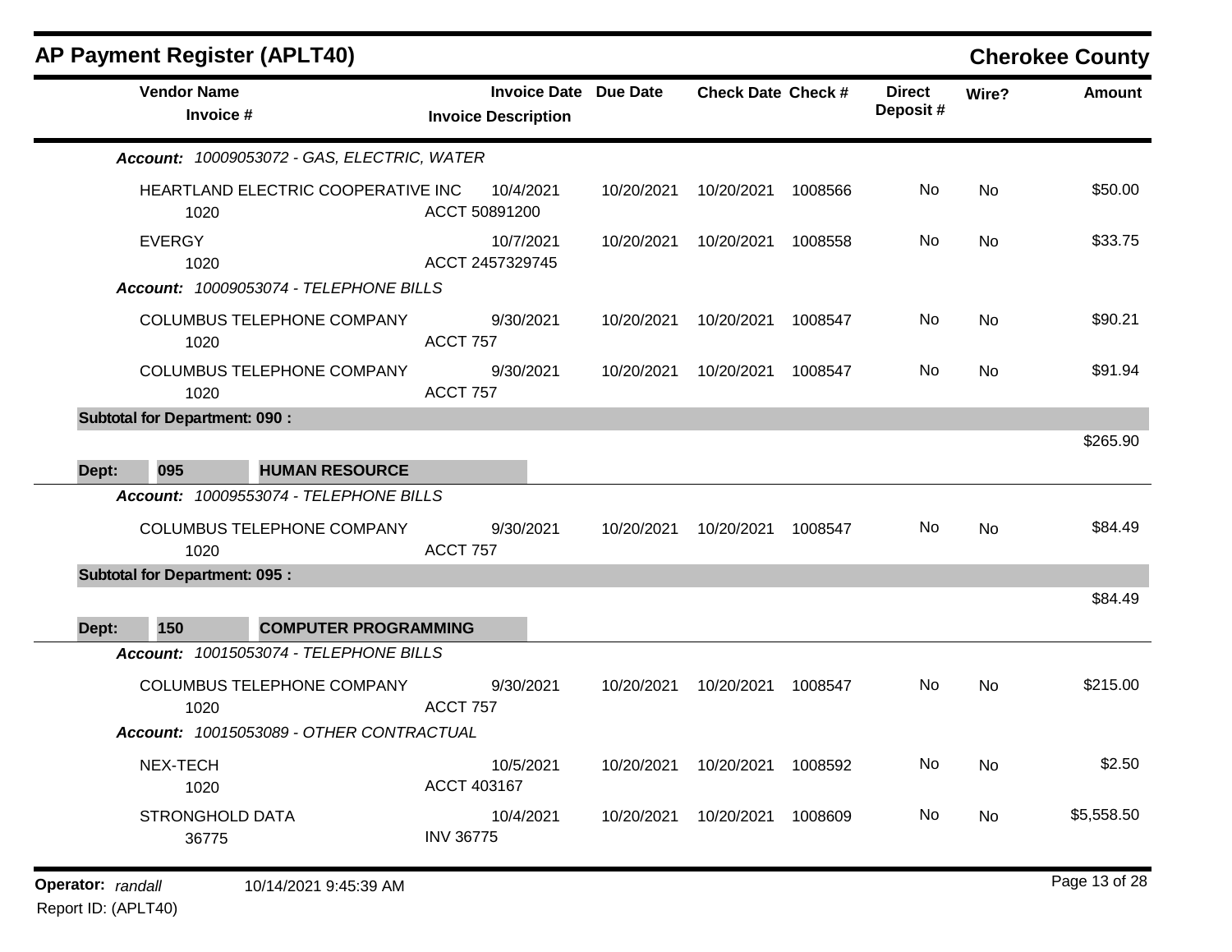## AP Payment Register (APLT40)

**Cherokee County**

| Vendor Name / Invoice # | Invoice Date / Invoice Description | Due Date | Check Date | Check # | Direct Deposit # | Wire? | Amount |
|---|---|---|---|---|---|---|---|
| ***Account:*** *10009053072 - GAS, ELECTRIC, WATER* | | | | | | | |
| HEARTLAND ELECTRIC COOPERATIVE INC 1020 | 10/4/2021 ACCT 50891200 | 10/20/2021 | 10/20/2021 | 1008566 | No | No | $50.00 |
| EVERGY 1020 | 10/7/2021 ACCT 2457329745 | 10/20/2021 | 10/20/2021 | 1008558 | No | No | $33.75 |
| ***Account:*** *10009053074 - TELEPHONE BILLS* | | | | | | | |
| COLUMBUS TELEPHONE COMPANY 1020 | 9/30/2021 ACCT 757 | 10/20/2021 | 10/20/2021 | 1008547 | No | No | $90.21 |
| COLUMBUS TELEPHONE COMPANY 1020 | 9/30/2021 ACCT 757 | 10/20/2021 | 10/20/2021 | 1008547 | No | No | $91.94 |
| **Subtotal for Department: 090 :** | | | | | | | $265.90 |
| **Dept: 095 HUMAN RESOURCE** | | | | | | | |
| ***Account:*** *10009553074 - TELEPHONE BILLS* | | | | | | | |
| COLUMBUS TELEPHONE COMPANY 1020 | 9/30/2021 ACCT 757 | 10/20/2021 | 10/20/2021 | 1008547 | No | No | $84.49 |
| **Subtotal for Department: 095 :** | | | | | | | $84.49 |
| **Dept: 150 COMPUTER PROGRAMMING** | | | | | | | |
| ***Account:*** *10015053074 - TELEPHONE BILLS* | | | | | | | |
| COLUMBUS TELEPHONE COMPANY 1020 | 9/30/2021 ACCT 757 | 10/20/2021 | 10/20/2021 | 1008547 | No | No | $215.00 |
| ***Account:*** *10015053089 - OTHER CONTRACTUAL* | | | | | | | |
| NEX-TECH 1020 | 10/5/2021 ACCT 403167 | 10/20/2021 | 10/20/2021 | 1008592 | No | No | $2.50 |
| STRONGHOLD DATA 36775 | 10/4/2021 INV 36775 | 10/20/2021 | 10/20/2021 | 1008609 | No | No | $5,558.50 |

**Operator:** *randall* 10/14/2021 9:45:39 AM

Report ID: (APLT40)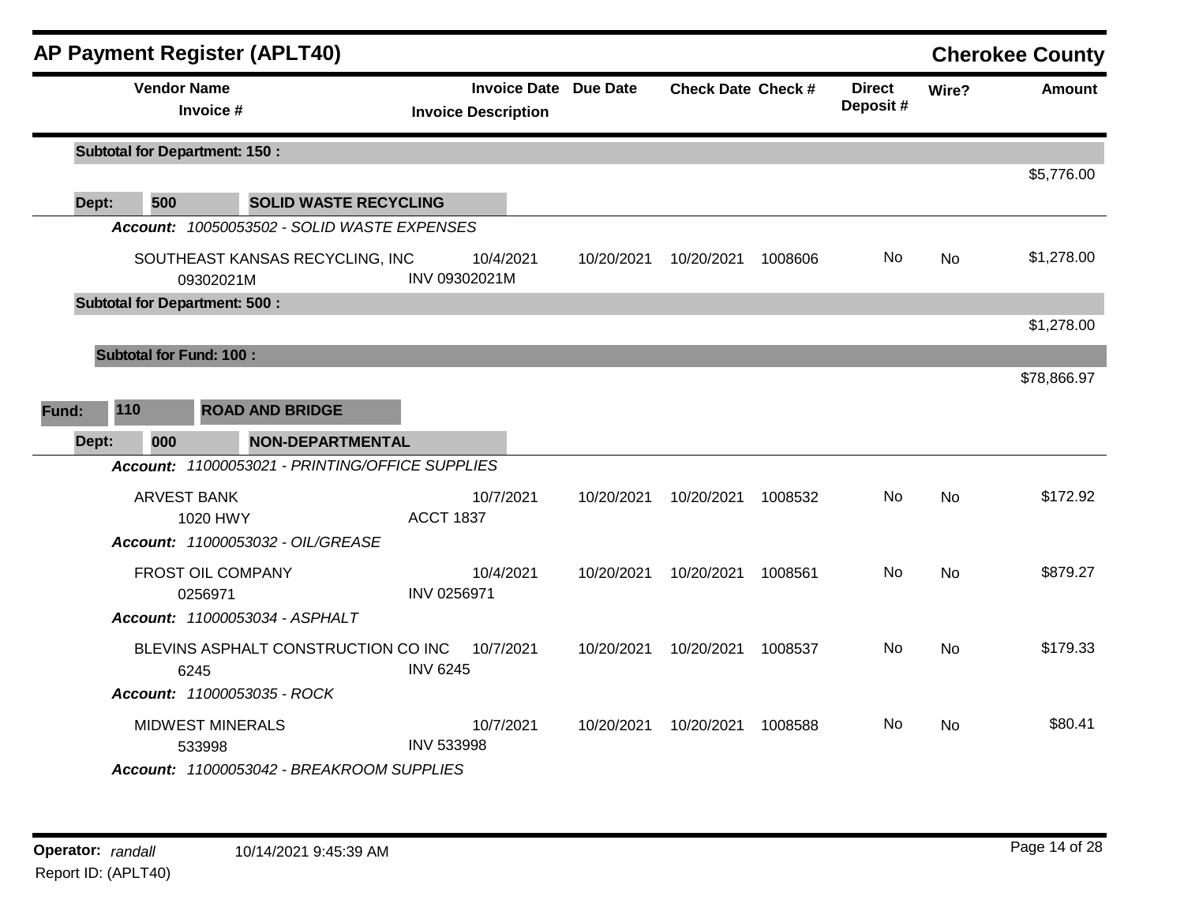## AP Payment Register (APLT40)

**Cherokee County**

| Vendor Name / Invoice # | Invoice Date / Invoice Description | Due Date | Check Date | Check # | Direct Deposit # | Wire? | Amount |
|---|---|---|---|---|---|---|---|
| **Subtotal for Department: 150 :** | | | | | | | $5,776.00 |
| **Dept: 500 SOLID WASTE RECYCLING** | | | | | | | |
| ***Account:* *10050053502 - SOLID WASTE EXPENSES*** | | | | | | | |
| SOUTHEAST KANSAS RECYCLING, INC<br>09302021M | 10/4/2021<br>INV 09302021M | 10/20/2021 | 10/20/2021 | 1008606 | No | No | $1,278.00 |
| **Subtotal for Department: 500 :** | | | | | | | $1,278.00 |
| **Subtotal for Fund: 100 :** | | | | | | | $78,866.97 |
| **Fund: 110 ROAD AND BRIDGE** | | | | | | | |
| **Dept: 000 NON-DEPARTMENTAL** | | | | | | | |
| ***Account:* *11000053021 - PRINTING/OFFICE SUPPLIES*** | | | | | | | |
| ARVEST BANK<br>1020 HWY | 10/7/2021<br>ACCT 1837 | 10/20/2021 | 10/20/2021 | 1008532 | No | No | $172.92 |
| ***Account:* *11000053032 - OIL/GREASE*** | | | | | | | |
| FROST OIL COMPANY<br>0256971 | 10/4/2021<br>INV 0256971 | 10/20/2021 | 10/20/2021 | 1008561 | No | No | $879.27 |
| ***Account:* *11000053034 - ASPHALT*** | | | | | | | |
| BLEVINS ASPHALT CONSTRUCTION CO INC<br>6245 | 10/7/2021<br>INV 6245 | 10/20/2021 | 10/20/2021 | 1008537 | No | No | $179.33 |
| ***Account:* *11000053035 - ROCK*** | | | | | | | |
| MIDWEST MINERALS<br>533998 | 10/7/2021<br>INV 533998 | 10/20/2021 | 10/20/2021 | 1008588 | No | No | $80.41 |
| ***Account:* *11000053042 - BREAKROOM SUPPLIES*** | | | | | | | |

**Operator:** *randall* 10/14/2021 9:45:39 AM

Report ID: (APLT40)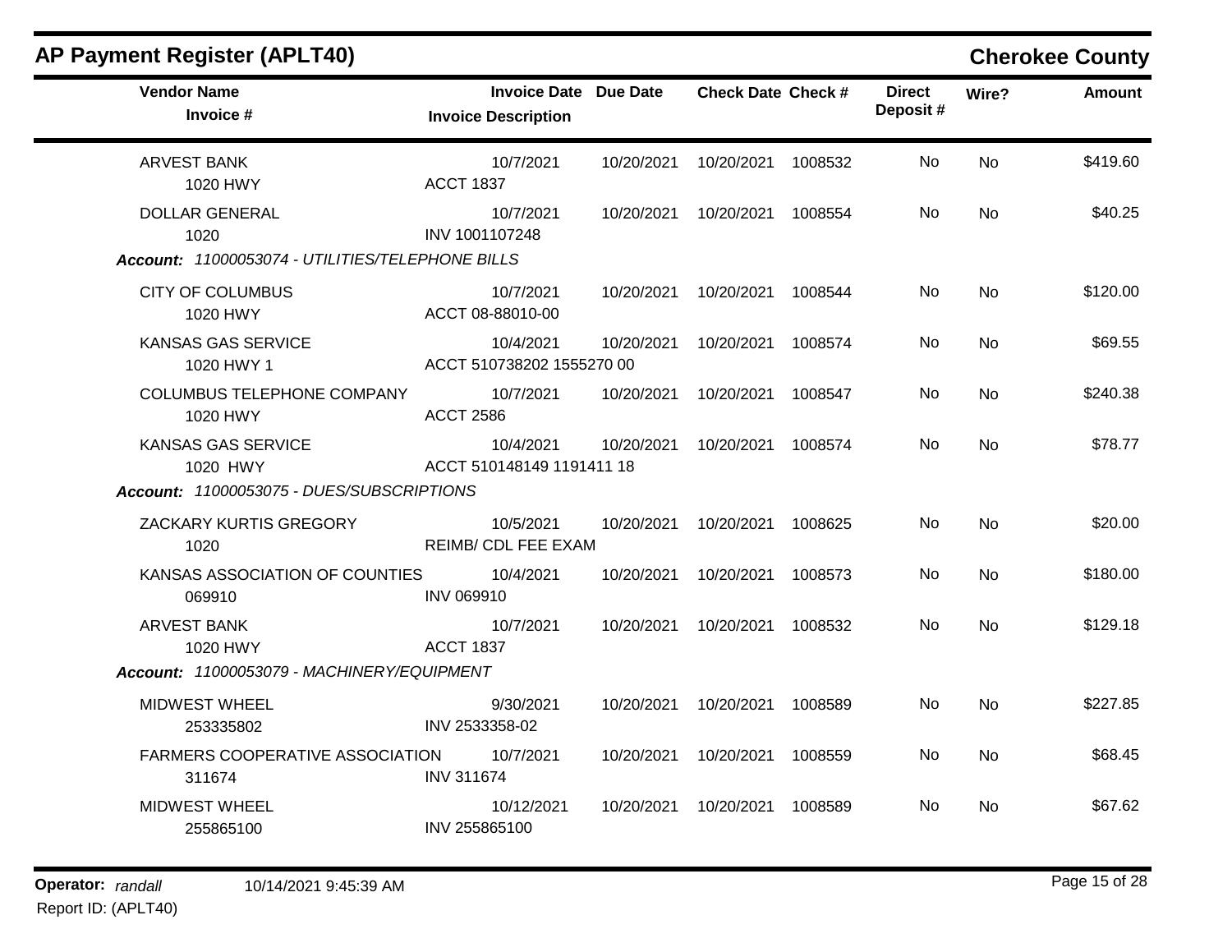## AP Payment Register (APLT40)

**Cherokee County**

| Vendor Name / Invoice # | Invoice Date / Invoice Description | Due Date | Check Date | Check # | Direct Deposit # | Wire? | Amount |
|---|---|---|---|---|---|---|---|
| ARVEST BANK<br>1020 HWY | 10/7/2021<br>ACCT 1837 | 10/20/2021 | 10/20/2021 | 1008532 | No | No | $419.60 |
| DOLLAR GENERAL<br>1020 | 10/7/2021<br>INV 1001107248 | 10/20/2021 | 10/20/2021 | 1008554 | No | No | $40.25 |
| ***Account:* 11000053074 - UTILITIES/TELEPHONE BILLS** | | | | | | | |
| CITY OF COLUMBUS<br>1020 HWY | 10/7/2021<br>ACCT 08-88010-00 | 10/20/2021 | 10/20/2021 | 1008544 | No | No | $120.00 |
| KANSAS GAS SERVICE<br>1020 HWY 1 | 10/4/2021<br>ACCT 510738202 1555270 00 | 10/20/2021 | 10/20/2021 | 1008574 | No | No | $69.55 |
| COLUMBUS TELEPHONE COMPANY<br>1020 HWY | 10/7/2021<br>ACCT 2586 | 10/20/2021 | 10/20/2021 | 1008547 | No | No | $240.38 |
| KANSAS GAS SERVICE<br>1020 HWY | 10/4/2021<br>ACCT 510148149 1191411 18 | 10/20/2021 | 10/20/2021 | 1008574 | No | No | $78.77 |
| ***Account:* 11000053075 - DUES/SUBSCRIPTIONS** | | | | | | | |
| ZACKARY KURTIS GREGORY<br>1020 | 10/5/2021<br>REIMB/ CDL FEE EXAM | 10/20/2021 | 10/20/2021 | 1008625 | No | No | $20.00 |
| KANSAS ASSOCIATION OF COUNTIES<br>069910 | 10/4/2021<br>INV 069910 | 10/20/2021 | 10/20/2021 | 1008573 | No | No | $180.00 |
| ARVEST BANK<br>1020 HWY | 10/7/2021<br>ACCT 1837 | 10/20/2021 | 10/20/2021 | 1008532 | No | No | $129.18 |
| ***Account:* 11000053079 - MACHINERY/EQUIPMENT** | | | | | | | |
| MIDWEST WHEEL<br>253335802 | 9/30/2021<br>INV 2533358-02 | 10/20/2021 | 10/20/2021 | 1008589 | No | No | $227.85 |
| FARMERS COOPERATIVE ASSOCIATION<br>311674 | 10/7/2021<br>INV 311674 | 10/20/2021 | 10/20/2021 | 1008559 | No | No | $68.45 |
| MIDWEST WHEEL<br>255865100 | 10/12/2021<br>INV 255865100 | 10/20/2021 | 10/20/2021 | 1008589 | No | No | $67.62 |

**Operator:** *randall* 10/14/2021 9:45:39 AM
Report ID: (APLT40)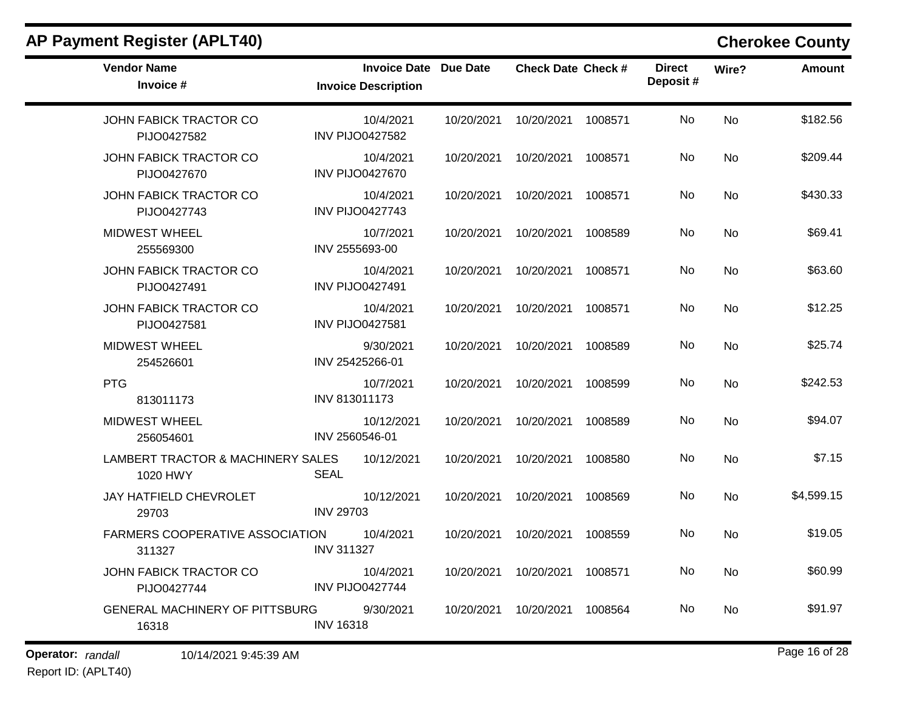## AP Payment Register (APLT40)

**Cherokee County**

| Vendor Name / Invoice # | Invoice Date / Invoice Description | Due Date | Check Date | Check # | Direct Deposit # | Wire? | Amount |
|---|---|---|---|---|---|---|---|
| JOHN FABICK TRACTOR CO<br>PIJO0427582 | 10/4/2021<br>INV PIJO0427582 | 10/20/2021 | 10/20/2021 | 1008571 | No | No | $182.56 |
| JOHN FABICK TRACTOR CO<br>PIJO0427670 | 10/4/2021<br>INV PIJO0427670 | 10/20/2021 | 10/20/2021 | 1008571 | No | No | $209.44 |
| JOHN FABICK TRACTOR CO<br>PIJO0427743 | 10/4/2021<br>INV PIJO0427743 | 10/20/2021 | 10/20/2021 | 1008571 | No | No | $430.33 |
| MIDWEST WHEEL<br>255569300 | 10/7/2021<br>INV 2555693-00 | 10/20/2021 | 10/20/2021 | 1008589 | No | No | $69.41 |
| JOHN FABICK TRACTOR CO<br>PIJO0427491 | 10/4/2021<br>INV PIJO0427491 | 10/20/2021 | 10/20/2021 | 1008571 | No | No | $63.60 |
| JOHN FABICK TRACTOR CO<br>PIJO0427581 | 10/4/2021<br>INV PIJO0427581 | 10/20/2021 | 10/20/2021 | 1008571 | No | No | $12.25 |
| MIDWEST WHEEL<br>254526601 | 9/30/2021<br>INV 25425266-01 | 10/20/2021 | 10/20/2021 | 1008589 | No | No | $25.74 |
| PTG<br>813011173 | 10/7/2021<br>INV 813011173 | 10/20/2021 | 10/20/2021 | 1008599 | No | No | $242.53 |
| MIDWEST WHEEL<br>256054601 | 10/12/2021<br>INV 2560546-01 | 10/20/2021 | 10/20/2021 | 1008589 | No | No | $94.07 |
| LAMBERT TRACTOR & MACHINERY SALES<br>1020 HWY | 10/12/2021<br>SEAL | 10/20/2021 | 10/20/2021 | 1008580 | No | No | $7.15 |
| JAY HATFIELD CHEVROLET<br>29703 | 10/12/2021<br>INV 29703 | 10/20/2021 | 10/20/2021 | 1008569 | No | No | $4,599.15 |
| FARMERS COOPERATIVE ASSOCIATION<br>311327 | 10/4/2021<br>INV 311327 | 10/20/2021 | 10/20/2021 | 1008559 | No | No | $19.05 |
| JOHN FABICK TRACTOR CO<br>PIJO0427744 | 10/4/2021<br>INV PIJO0427744 | 10/20/2021 | 10/20/2021 | 1008571 | No | No | $60.99 |
| GENERAL MACHINERY OF PITTSBURG<br>16318 | 9/30/2021<br>INV 16318 | 10/20/2021 | 10/20/2021 | 1008564 | No | No | $91.97 |

**Operator:** *randall* 10/14/2021 9:45:39 AM

Report ID: (APLT40)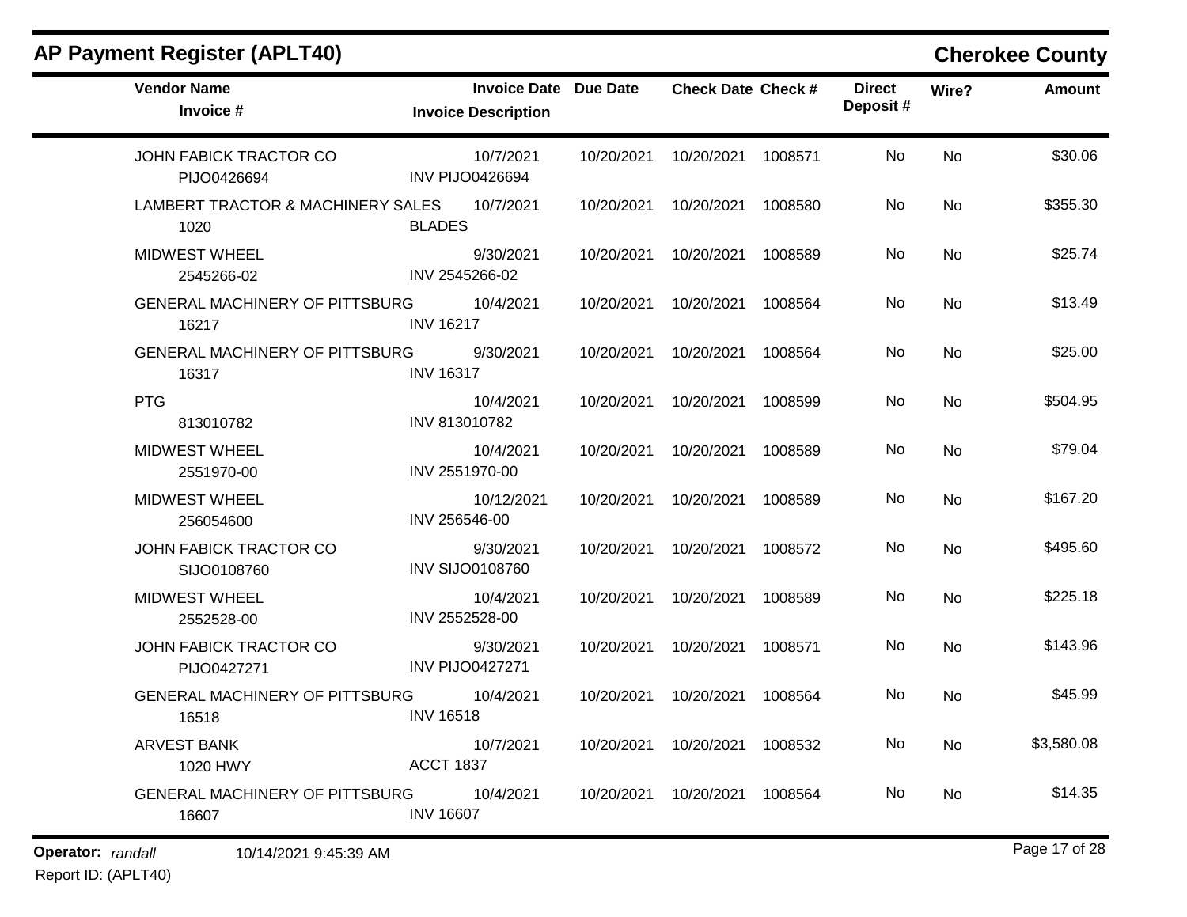# AP Payment Register (APLT40)

## Cherokee County

| Vendor Name / Invoice # | Invoice Date / Invoice Description | Due Date | Check Date | Check # | Direct Deposit # | Wire? | Amount |
|---|---|---|---|---|---|---|---|
| JOHN FABICK TRACTOR CO<br>PIJO0426694 | 10/7/2021<br>INV PIJO0426694 | 10/20/2021 | 10/20/2021 | 1008571 | No | No | $30.06 |
| LAMBERT TRACTOR & MACHINERY SALES<br>1020 | 10/7/2021<br>BLADES | 10/20/2021 | 10/20/2021 | 1008580 | No | No | $355.30 |
| MIDWEST WHEEL<br>2545266-02 | 9/30/2021<br>INV 2545266-02 | 10/20/2021 | 10/20/2021 | 1008589 | No | No | $25.74 |
| GENERAL MACHINERY OF PITTSBURG<br>16217 | 10/4/2021<br>INV 16217 | 10/20/2021 | 10/20/2021 | 1008564 | No | No | $13.49 |
| GENERAL MACHINERY OF PITTSBURG<br>16317 | 9/30/2021<br>INV 16317 | 10/20/2021 | 10/20/2021 | 1008564 | No | No | $25.00 |
| PTG<br>813010782 | 10/4/2021<br>INV 813010782 | 10/20/2021 | 10/20/2021 | 1008599 | No | No | $504.95 |
| MIDWEST WHEEL<br>2551970-00 | 10/4/2021<br>INV 2551970-00 | 10/20/2021 | 10/20/2021 | 1008589 | No | No | $79.04 |
| MIDWEST WHEEL<br>256054600 | 10/12/2021<br>INV 256546-00 | 10/20/2021 | 10/20/2021 | 1008589 | No | No | $167.20 |
| JOHN FABICK TRACTOR CO<br>SIJO0108760 | 9/30/2021<br>INV SIJO0108760 | 10/20/2021 | 10/20/2021 | 1008572 | No | No | $495.60 |
| MIDWEST WHEEL<br>2552528-00 | 10/4/2021<br>INV 2552528-00 | 10/20/2021 | 10/20/2021 | 1008589 | No | No | $225.18 |
| JOHN FABICK TRACTOR CO<br>PIJO0427271 | 9/30/2021<br>INV PIJO0427271 | 10/20/2021 | 10/20/2021 | 1008571 | No | No | $143.96 |
| GENERAL MACHINERY OF PITTSBURG<br>16518 | 10/4/2021<br>INV 16518 | 10/20/2021 | 10/20/2021 | 1008564 | No | No | $45.99 |
| ARVEST BANK<br>1020 HWY | 10/7/2021<br>ACCT 1837 | 10/20/2021 | 10/20/2021 | 1008532 | No | No | $3,580.08 |
| GENERAL MACHINERY OF PITTSBURG<br>16607 | 10/4/2021<br>INV 16607 | 10/20/2021 | 10/20/2021 | 1008564 | No | No | $14.35 |

**Operator:** *randall* 10/14/2021 9:45:39 AM

Report ID: (APLT40)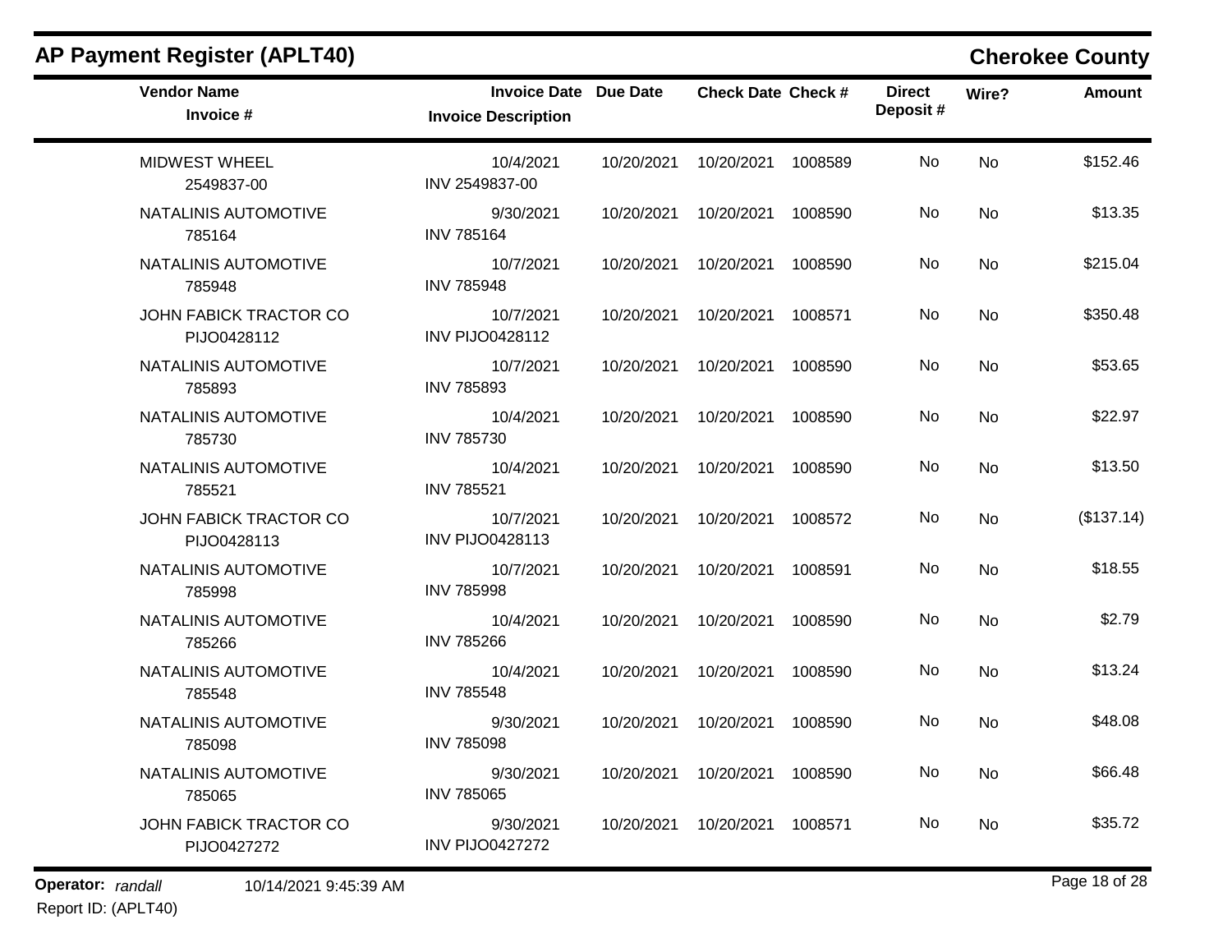## AP Payment Register (APLT40)

**Cherokee County**

| Vendor Name<br>Invoice # | Invoice Date<br>Invoice Description | Due Date | Check Date | Check # | Direct Deposit # | Wire? | Amount |
|---|---|---|---|---|---|---|---|
| MIDWEST WHEEL<br>2549837-00 | 10/4/2021<br>INV 2549837-00 | 10/20/2021 | 10/20/2021 | 1008589 | No | No | $152.46 |
| NATALINIS AUTOMOTIVE<br>785164 | 9/30/2021<br>INV 785164 | 10/20/2021 | 10/20/2021 | 1008590 | No | No | $13.35 |
| NATALINIS AUTOMOTIVE<br>785948 | 10/7/2021<br>INV 785948 | 10/20/2021 | 10/20/2021 | 1008590 | No | No | $215.04 |
| JOHN FABICK TRACTOR CO<br>PIJO0428112 | 10/7/2021<br>INV PIJO0428112 | 10/20/2021 | 10/20/2021 | 1008571 | No | No | $350.48 |
| NATALINIS AUTOMOTIVE<br>785893 | 10/7/2021<br>INV 785893 | 10/20/2021 | 10/20/2021 | 1008590 | No | No | $53.65 |
| NATALINIS AUTOMOTIVE<br>785730 | 10/4/2021<br>INV 785730 | 10/20/2021 | 10/20/2021 | 1008590 | No | No | $22.97 |
| NATALINIS AUTOMOTIVE<br>785521 | 10/4/2021<br>INV 785521 | 10/20/2021 | 10/20/2021 | 1008590 | No | No | $13.50 |
| JOHN FABICK TRACTOR CO<br>PIJO0428113 | 10/7/2021<br>INV PIJO0428113 | 10/20/2021 | 10/20/2021 | 1008572 | No | No | ($137.14) |
| NATALINIS AUTOMOTIVE<br>785998 | 10/7/2021<br>INV 785998 | 10/20/2021 | 10/20/2021 | 1008591 | No | No | $18.55 |
| NATALINIS AUTOMOTIVE<br>785266 | 10/4/2021<br>INV 785266 | 10/20/2021 | 10/20/2021 | 1008590 | No | No | $2.79 |
| NATALINIS AUTOMOTIVE<br>785548 | 10/4/2021<br>INV 785548 | 10/20/2021 | 10/20/2021 | 1008590 | No | No | $13.24 |
| NATALINIS AUTOMOTIVE<br>785098 | 9/30/2021<br>INV 785098 | 10/20/2021 | 10/20/2021 | 1008590 | No | No | $48.08 |
| NATALINIS AUTOMOTIVE<br>785065 | 9/30/2021<br>INV 785065 | 10/20/2021 | 10/20/2021 | 1008590 | No | No | $66.48 |
| JOHN FABICK TRACTOR CO<br>PIJO0427272 | 9/30/2021<br>INV PIJO0427272 | 10/20/2021 | 10/20/2021 | 1008571 | No | No | $35.72 |

**Operator:** *randall* 10/14/2021 9:45:39 AM

Report ID: (APLT40)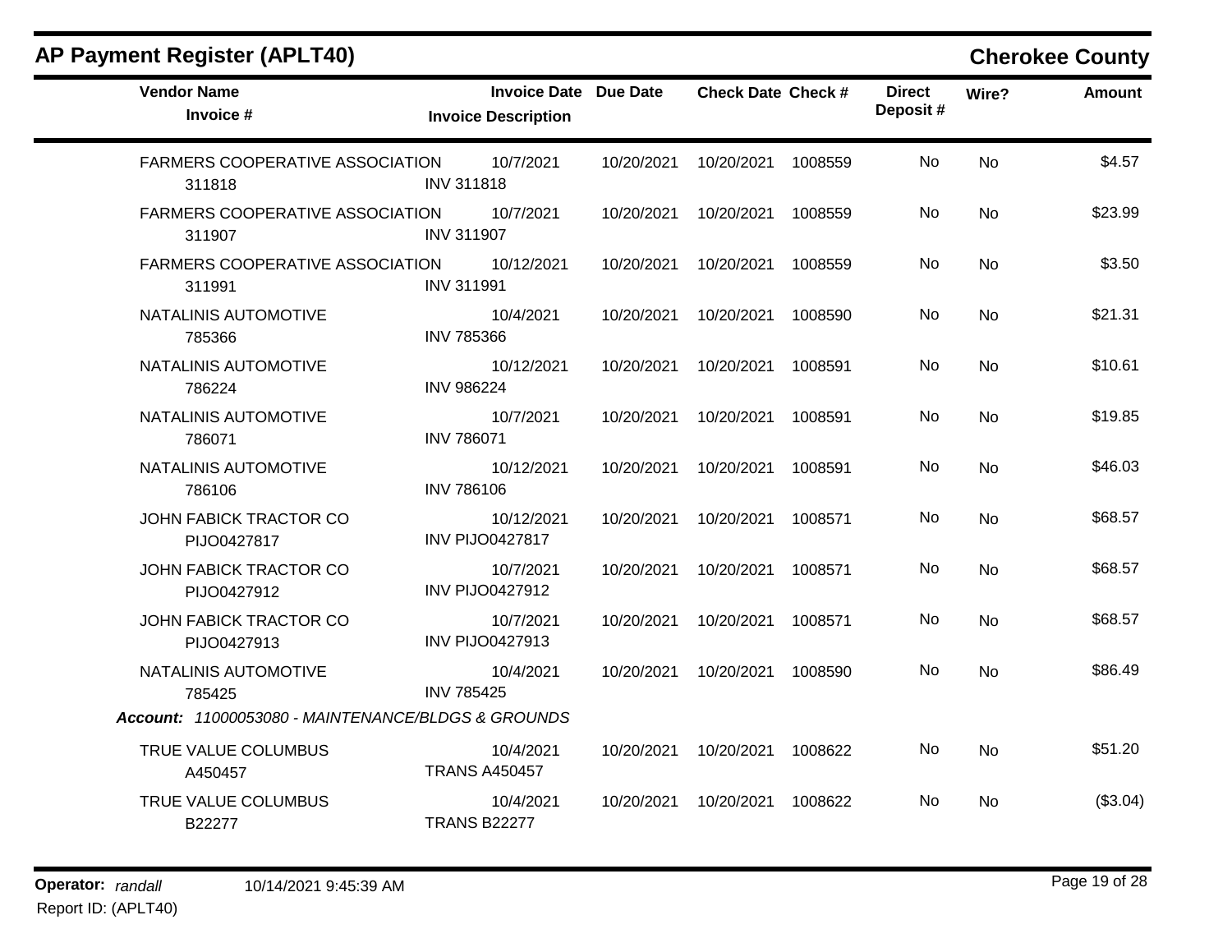## AP Payment Register (APLT40)

**Cherokee County**

| Vendor Name / Invoice # | Invoice Date / Invoice Description | Due Date | Check Date | Check # | Direct Deposit # | Wire? | Amount |
|---|---|---|---|---|---|---|---|
| FARMERS COOPERATIVE ASSOCIATION<br>311818 | 10/7/2021<br>INV 311818 | 10/20/2021 | 10/20/2021 | 1008559 | No | No | $4.57 |
| FARMERS COOPERATIVE ASSOCIATION<br>311907 | 10/7/2021<br>INV 311907 | 10/20/2021 | 10/20/2021 | 1008559 | No | No | $23.99 |
| FARMERS COOPERATIVE ASSOCIATION<br>311991 | 10/12/2021<br>INV 311991 | 10/20/2021 | 10/20/2021 | 1008559 | No | No | $3.50 |
| NATALINIS AUTOMOTIVE<br>785366 | 10/4/2021<br>INV 785366 | 10/20/2021 | 10/20/2021 | 1008590 | No | No | $21.31 |
| NATALINIS AUTOMOTIVE<br>786224 | 10/12/2021<br>INV 986224 | 10/20/2021 | 10/20/2021 | 1008591 | No | No | $10.61 |
| NATALINIS AUTOMOTIVE<br>786071 | 10/7/2021<br>INV 786071 | 10/20/2021 | 10/20/2021 | 1008591 | No | No | $19.85 |
| NATALINIS AUTOMOTIVE<br>786106 | 10/12/2021<br>INV 786106 | 10/20/2021 | 10/20/2021 | 1008591 | No | No | $46.03 |
| JOHN FABICK TRACTOR CO<br>PIJO0427817 | 10/12/2021<br>INV PIJO0427817 | 10/20/2021 | 10/20/2021 | 1008571 | No | No | $68.57 |
| JOHN FABICK TRACTOR CO<br>PIJO0427912 | 10/7/2021<br>INV PIJO0427912 | 10/20/2021 | 10/20/2021 | 1008571 | No | No | $68.57 |
| JOHN FABICK TRACTOR CO<br>PIJO0427913 | 10/7/2021<br>INV PIJO0427913 | 10/20/2021 | 10/20/2021 | 1008571 | No | No | $68.57 |
| NATALINIS AUTOMOTIVE<br>785425 | 10/4/2021<br>INV 785425 | 10/20/2021 | 10/20/2021 | 1008590 | No | No | $86.49 |
| ***Account:*** *11000053080 - MAINTENANCE/BLDGS & GROUNDS* | | | | | | | |
| TRUE VALUE COLUMBUS<br>A450457 | 10/4/2021<br>TRANS A450457 | 10/20/2021 | 10/20/2021 | 1008622 | No | No | $51.20 |
| TRUE VALUE COLUMBUS<br>B22277 | 10/4/2021<br>TRANS B22277 | 10/20/2021 | 10/20/2021 | 1008622 | No | No | ($3.04) |

**Operator:** *randall* 10/14/2021 9:45:39 AM
Report ID: (APLT40)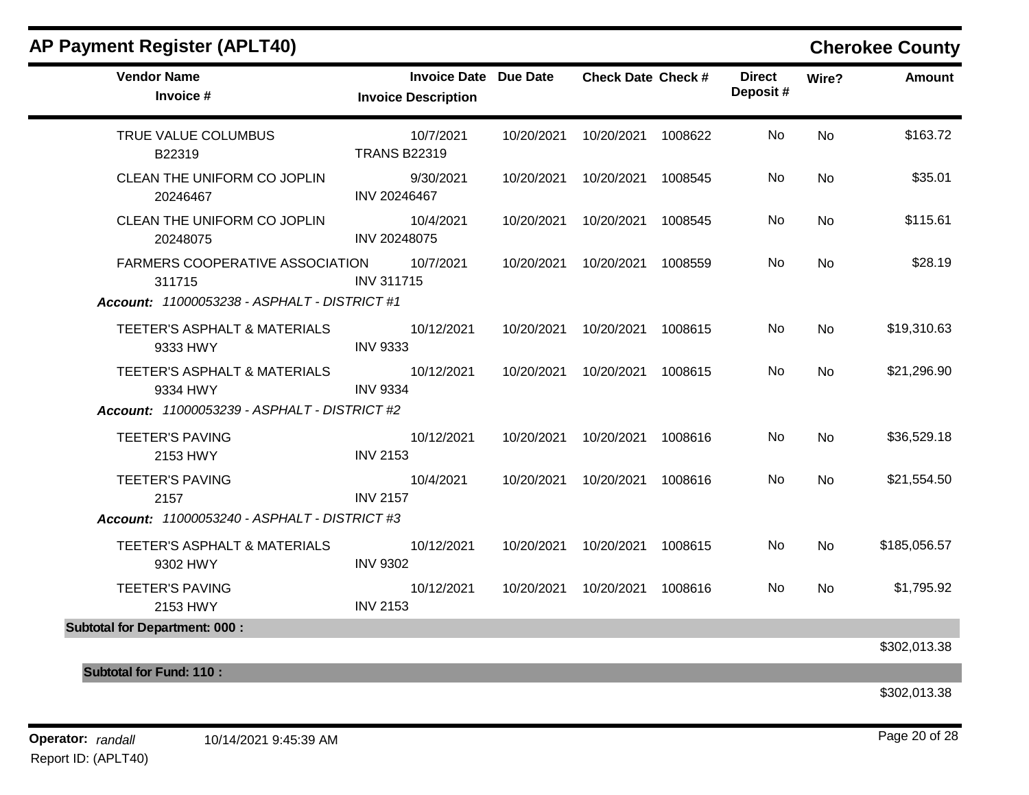## AP Payment Register (APLT40)

**Cherokee County**

| Vendor Name / Invoice # | Invoice Date / Invoice Description | Due Date | Check Date | Check # | Direct Deposit # | Wire? | Amount |
|---|---|---|---|---|---|---|---|
| TRUE VALUE COLUMBUS<br>B22319 | 10/7/2021<br>TRANS B22319 | 10/20/2021 | 10/20/2021 | 1008622 | No | No | $163.72 |
| CLEAN THE UNIFORM CO JOPLIN<br>20246467 | 9/30/2021<br>INV 20246467 | 10/20/2021 | 10/20/2021 | 1008545 | No | No | $35.01 |
| CLEAN THE UNIFORM CO JOPLIN<br>20248075 | 10/4/2021<br>INV 20248075 | 10/20/2021 | 10/20/2021 | 1008545 | No | No | $115.61 |
| FARMERS COOPERATIVE ASSOCIATION<br>311715 | 10/7/2021<br>INV 311715 | 10/20/2021 | 10/20/2021 | 1008559 | No | No | $28.19 |
| ***Account:*** *11000053238 - ASPHALT - DISTRICT #1* | | | | | | | |
| TEETER'S ASPHALT & MATERIALS<br>9333 HWY | 10/12/2021<br>INV 9333 | 10/20/2021 | 10/20/2021 | 1008615 | No | No | $19,310.63 |
| TEETER'S ASPHALT & MATERIALS<br>9334 HWY | 10/12/2021<br>INV 9334 | 10/20/2021 | 10/20/2021 | 1008615 | No | No | $21,296.90 |
| ***Account:*** *11000053239 - ASPHALT - DISTRICT #2* | | | | | | | |
| TEETER'S PAVING<br>2153 HWY | 10/12/2021<br>INV 2153 | 10/20/2021 | 10/20/2021 | 1008616 | No | No | $36,529.18 |
| TEETER'S PAVING<br>2157 | 10/4/2021<br>INV 2157 | 10/20/2021 | 10/20/2021 | 1008616 | No | No | $21,554.50 |
| ***Account:*** *11000053240 - ASPHALT - DISTRICT #3* | | | | | | | |
| TEETER'S ASPHALT & MATERIALS<br>9302 HWY | 10/12/2021<br>INV 9302 | 10/20/2021 | 10/20/2021 | 1008615 | No | No | $185,056.57 |
| TEETER'S PAVING<br>2153 HWY | 10/12/2021<br>INV 2153 | 10/20/2021 | 10/20/2021 | 1008616 | No | No | $1,795.92 |
| **Subtotal for Department: 000 :** | | | | | | | $302,013.38 |
| **Subtotal for Fund: 110 :** | | | | | | | $302,013.38 |

**Operator:** *randall* 10/14/2021 9:45:39 AM
Report ID: (APLT40)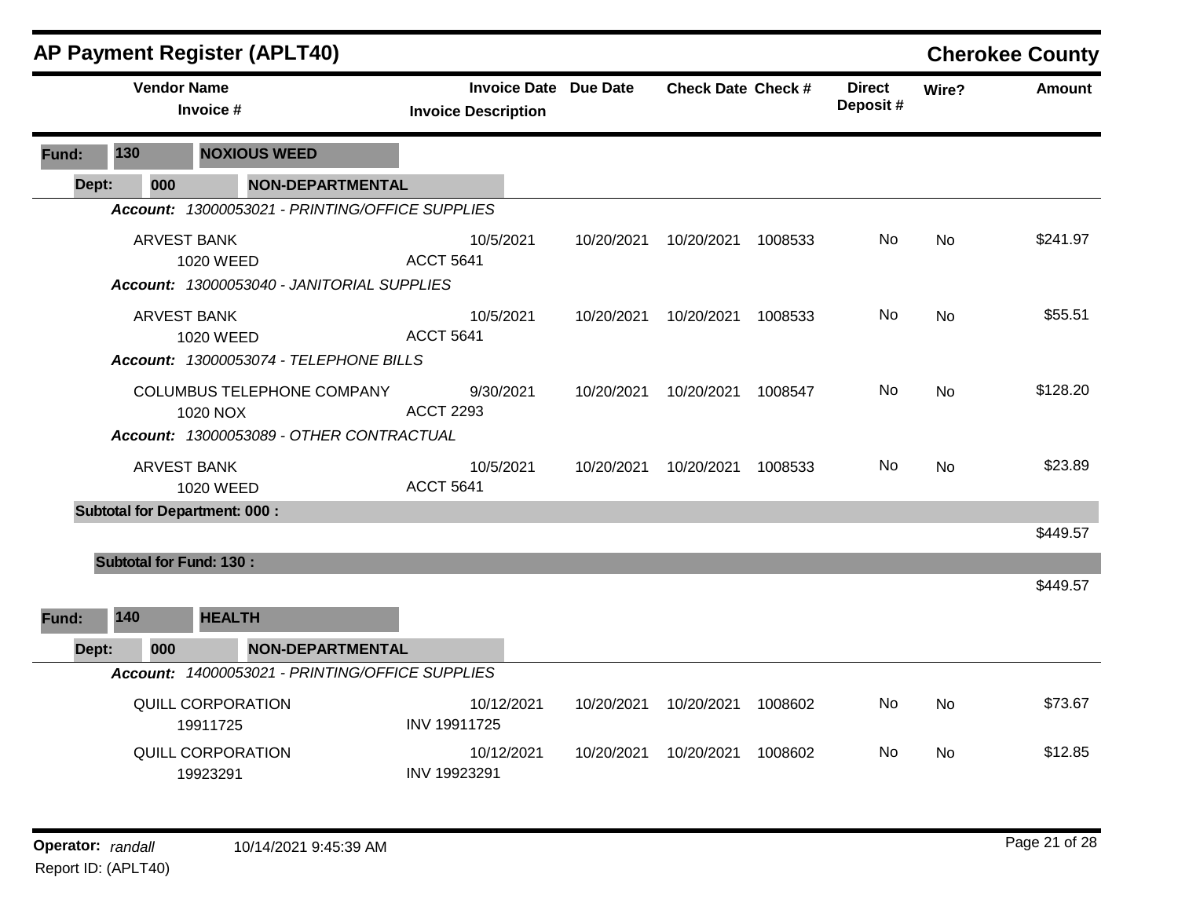# AP Payment Register (APLT40)

## Cherokee County

| Vendor Name / Invoice # | Invoice Date / Invoice Description | Due Date | Check Date | Check # | Direct Deposit # | Wire? | Amount |
|---|---|---|---|---|---|---|---|
| **Fund: 130 NOXIOUS WEED** | | | | | | | |
| **Dept: 000 NON-DEPARTMENTAL** | | | | | | | |
| ***Account: 13000053021 - PRINTING/OFFICE SUPPLIES*** | | | | | | | |
| ARVEST BANK<br>1020 WEED | 10/5/2021<br>ACCT 5641 | 10/20/2021 | 10/20/2021 | 1008533 | No | No | $241.97 |
| ***Account: 13000053040 - JANITORIAL SUPPLIES*** | | | | | | | |
| ARVEST BANK<br>1020 WEED | 10/5/2021<br>ACCT 5641 | 10/20/2021 | 10/20/2021 | 1008533 | No | No | $55.51 |
| ***Account: 13000053074 - TELEPHONE BILLS*** | | | | | | | |
| COLUMBUS TELEPHONE COMPANY<br>1020 NOX | 9/30/2021<br>ACCT 2293 | 10/20/2021 | 10/20/2021 | 1008547 | No | No | $128.20 |
| ***Account: 13000053089 - OTHER CONTRACTUAL*** | | | | | | | |
| ARVEST BANK<br>1020 WEED | 10/5/2021<br>ACCT 5641 | 10/20/2021 | 10/20/2021 | 1008533 | No | No | $23.89 |
| **Subtotal for Department: 000 :** | | | | | | | $449.57 |
| **Subtotal for Fund: 130 :** | | | | | | | $449.57 |
| **Fund: 140 HEALTH** | | | | | | | |
| **Dept: 000 NON-DEPARTMENTAL** | | | | | | | |
| ***Account: 14000053021 - PRINTING/OFFICE SUPPLIES*** | | | | | | | |
| QUILL CORPORATION<br>19911725 | 10/12/2021<br>INV 19911725 | 10/20/2021 | 10/20/2021 | 1008602 | No | No | $73.67 |
| QUILL CORPORATION<br>19923291 | 10/12/2021<br>INV 19923291 | 10/20/2021 | 10/20/2021 | 1008602 | No | No | $12.85 |

**Operator:** *randall* 10/14/2021 9:45:39 AM

Report ID: (APLT40)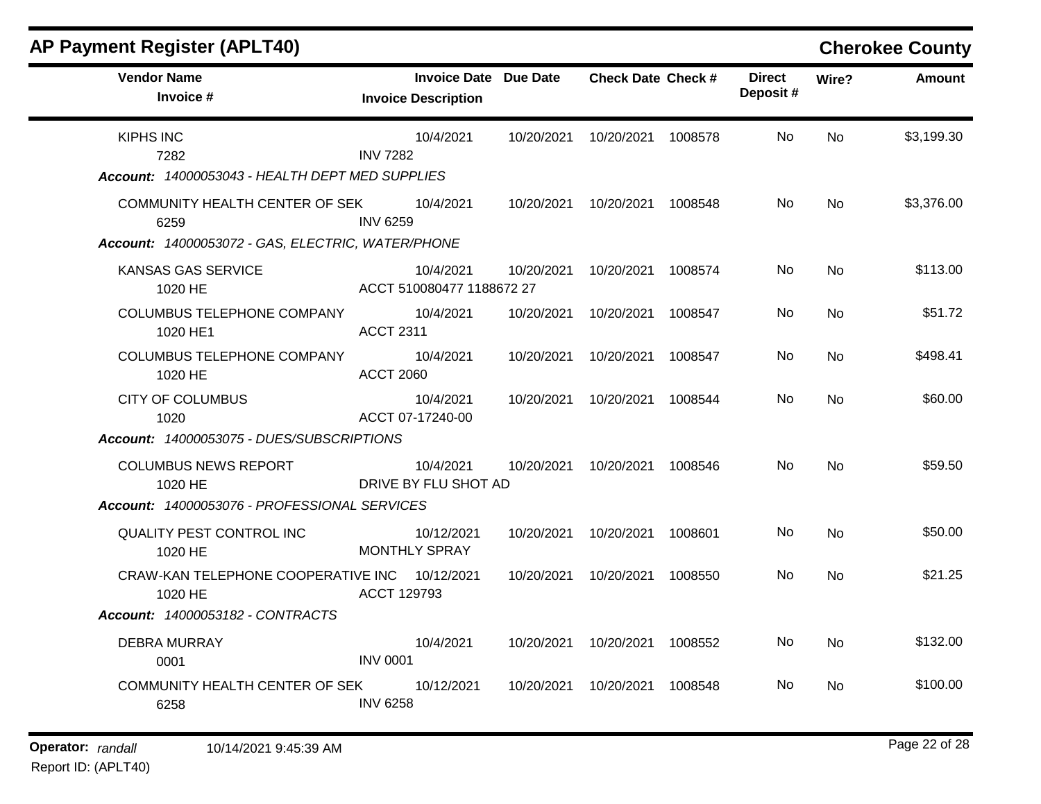## AP Payment Register (APLT40)

**Cherokee County**

| Vendor Name / Invoice # | Invoice Date / Invoice Description | Due Date | Check Date | Check # | Direct Deposit # | Wire? | Amount |
|---|---|---|---|---|---|---|---|
| KIPHS INC | 10/4/2021 | 10/20/2021 | 10/20/2021 | 1008578 | No | No | $3,199.30 |
| 7282 | INV 7282 | | | | | | |
| ***Account:** 14000053043 - HEALTH DEPT MED SUPPLIES* | | | | | | | |
| COMMUNITY HEALTH CENTER OF SEK | 10/4/2021 | 10/20/2021 | 10/20/2021 | 1008548 | No | No | $3,376.00 |
| 6259 | INV 6259 | | | | | | |
| ***Account:** 14000053072 - GAS, ELECTRIC, WATER/PHONE* | | | | | | | |
| KANSAS GAS SERVICE | 10/4/2021 | 10/20/2021 | 10/20/2021 | 1008574 | No | No | $113.00 |
| 1020 HE | ACCT 510080477 1188672 27 | | | | | | |
| COLUMBUS TELEPHONE COMPANY | 10/4/2021 | 10/20/2021 | 10/20/2021 | 1008547 | No | No | $51.72 |
| 1020 HE1 | ACCT 2311 | | | | | | |
| COLUMBUS TELEPHONE COMPANY | 10/4/2021 | 10/20/2021 | 10/20/2021 | 1008547 | No | No | $498.41 |
| 1020 HE | ACCT 2060 | | | | | | |
| CITY OF COLUMBUS | 10/4/2021 | 10/20/2021 | 10/20/2021 | 1008544 | No | No | $60.00 |
| 1020 | ACCT 07-17240-00 | | | | | | |
| ***Account:** 14000053075 - DUES/SUBSCRIPTIONS* | | | | | | | |
| COLUMBUS NEWS REPORT | 10/4/2021 | 10/20/2021 | 10/20/2021 | 1008546 | No | No | $59.50 |
| 1020 HE | DRIVE BY FLU SHOT AD | | | | | | |
| ***Account:** 14000053076 - PROFESSIONAL SERVICES* | | | | | | | |
| QUALITY PEST CONTROL INC | 10/12/2021 | 10/20/2021 | 10/20/2021 | 1008601 | No | No | $50.00 |
| 1020 HE | MONTHLY SPRAY | | | | | | |
| CRAW-KAN TELEPHONE COOPERATIVE INC | 10/12/2021 | 10/20/2021 | 10/20/2021 | 1008550 | No | No | $21.25 |
| 1020 HE | ACCT 129793 | | | | | | |
| ***Account:** 14000053182 - CONTRACTS* | | | | | | | |
| DEBRA MURRAY | 10/4/2021 | 10/20/2021 | 10/20/2021 | 1008552 | No | No | $132.00 |
| 0001 | INV 0001 | | | | | | |
| COMMUNITY HEALTH CENTER OF SEK | 10/12/2021 | 10/20/2021 | 10/20/2021 | 1008548 | No | No | $100.00 |
| 6258 | INV 6258 | | | | | | |

**Operator:** *randall* 10/14/2021 9:45:39 AM

Report ID: (APLT40)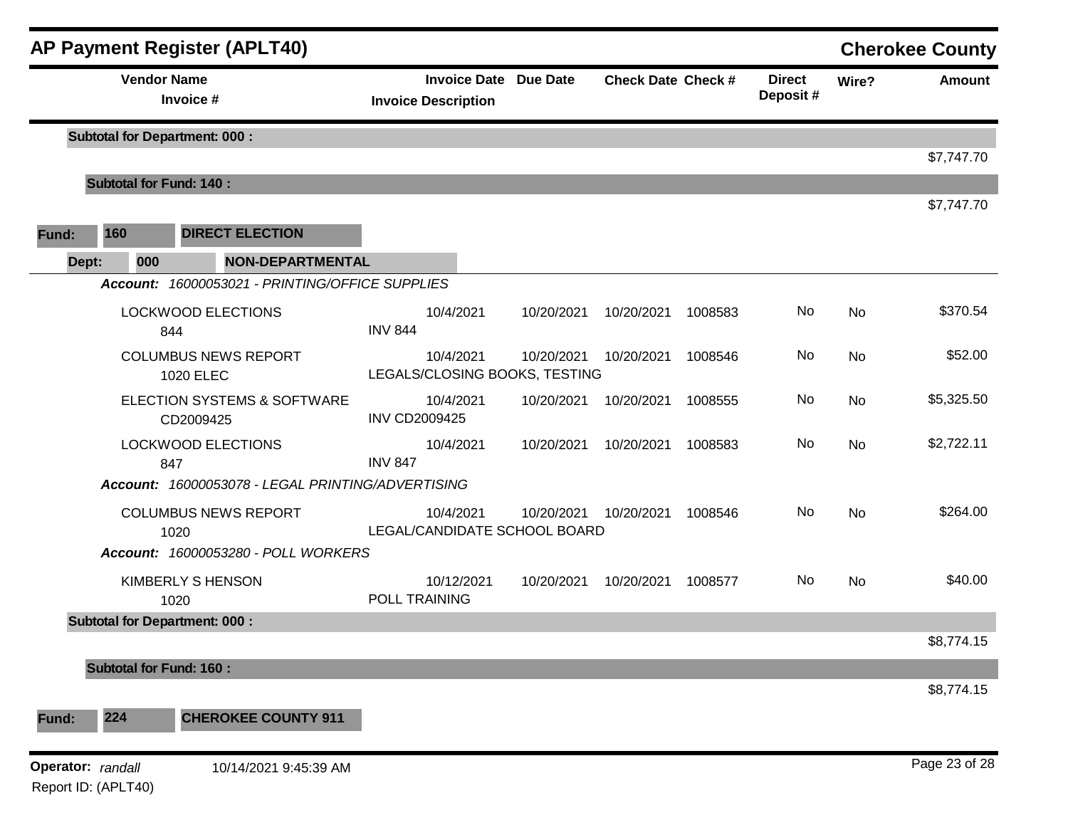## AP Payment Register (APLT40)

**Cherokee County**

| Vendor Name / Invoice # | Invoice Date / Invoice Description | Due Date | Check Date | Check # | Direct Deposit # | Wire? | Amount |
|---|---|---|---|---|---|---|---|
| **Subtotal for Department: 000 :** | | | | | | | $7,747.70 |
| **Subtotal for Fund: 140 :** | | | | | | | $7,747.70 |

**Fund:** 160 **DIRECT ELECTION**

**Dept:** 000 **NON-DEPARTMENTAL**

| Vendor Name / Invoice # | Invoice Date / Invoice Description | Due Date | Check Date | Check # | Direct Deposit # | Wire? | Amount |
|---|---|---|---|---|---|---|---|
| ***Account:* 16000053021 - PRINTING/OFFICE SUPPLIES** | | | | | | | |
| LOCKWOOD ELECTIONS 844 | 10/4/2021 INV 844 | 10/20/2021 | 10/20/2021 | 1008583 | No | No | $370.54 |
| COLUMBUS NEWS REPORT 1020 ELEC | 10/4/2021 LEGALS/CLOSING BOOKS, TESTING | 10/20/2021 | 10/20/2021 | 1008546 | No | No | $52.00 |
| ELECTION SYSTEMS & SOFTWARE CD2009425 | 10/4/2021 INV CD2009425 | 10/20/2021 | 10/20/2021 | 1008555 | No | No | $5,325.50 |
| LOCKWOOD ELECTIONS 847 | 10/4/2021 INV 847 | 10/20/2021 | 10/20/2021 | 1008583 | No | No | $2,722.11 |
| ***Account:* 16000053078 - LEGAL PRINTING/ADVERTISING** | | | | | | | |
| COLUMBUS NEWS REPORT 1020 | 10/4/2021 LEGAL/CANDIDATE SCHOOL BOARD | 10/20/2021 | 10/20/2021 | 1008546 | No | No | $264.00 |
| ***Account:* 16000053280 - POLL WORKERS** | | | | | | | |
| KIMBERLY S HENSON 1020 | 10/12/2021 POLL TRAINING | 10/20/2021 | 10/20/2021 | 1008577 | No | No | $40.00 |
| **Subtotal for Department: 000 :** | | | | | | | $8,774.15 |
| **Subtotal for Fund: 160 :** | | | | | | | $8,774.15 |

**Fund:** 224 **CHEROKEE COUNTY 911**

**Operator:** *randall* 10/14/2021 9:45:39 AM

Report ID: (APLT40)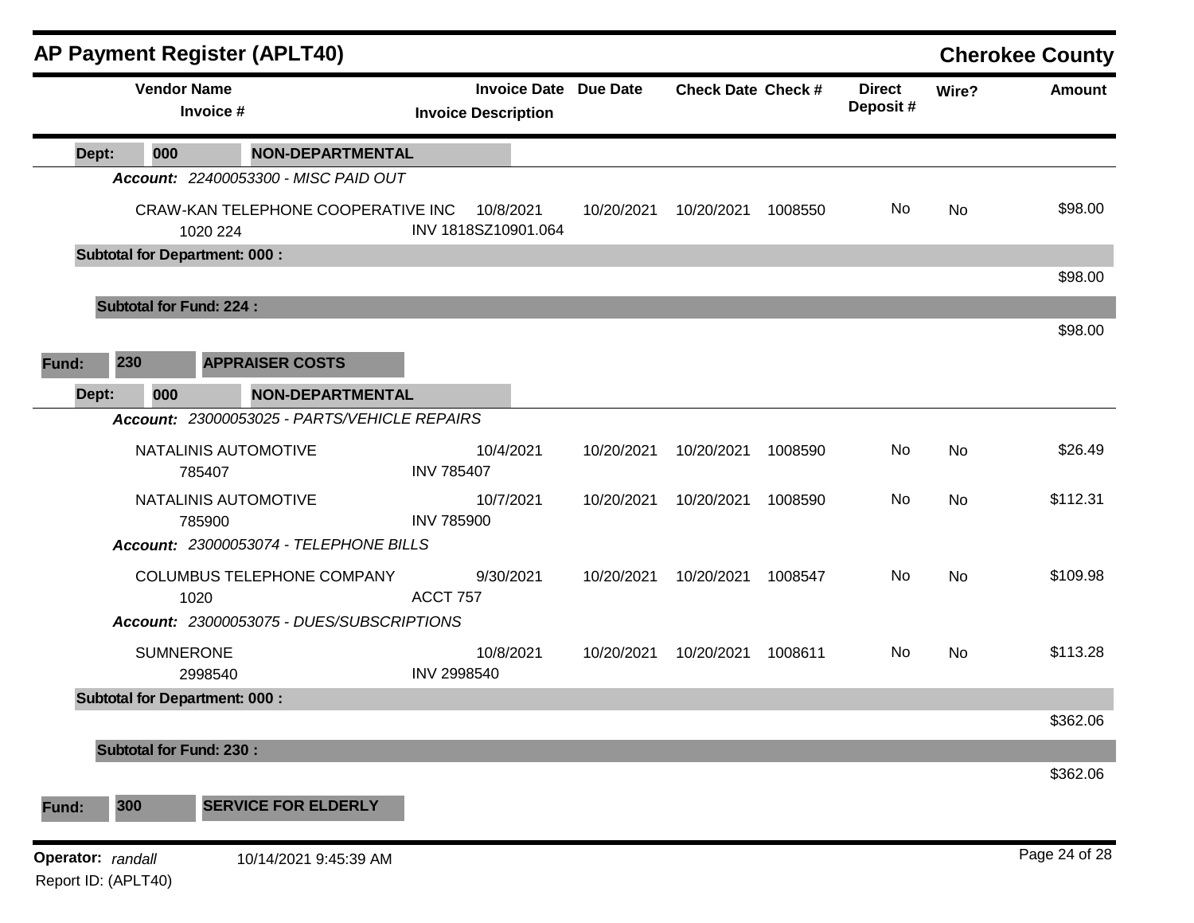## AP Payment Register (APLT40)

**Cherokee County**

| Vendor Name / Invoice # | Invoice Date / Invoice Description | Due Date | Check Date | Check # | Direct Deposit # | Wire? | Amount |
|---|---|---|---|---|---|---|---|
| **Dept: 000 NON-DEPARTMENTAL** | | | | | | | |
| ***Account: 22400053300 - MISC PAID OUT*** | | | | | | | |
| CRAW-KAN TELEPHONE COOPERATIVE INC<br>1020 224 | 10/8/2021<br>INV 1818SZ10901.064 | 10/20/2021 | 10/20/2021 | 1008550 | No | No | $98.00 |
| **Subtotal for Department: 000 :** | | | | | | | $98.00 |
| **Subtotal for Fund: 224 :** | | | | | | | $98.00 |
| **Fund: 230 APPRAISER COSTS** | | | | | | | |
| **Dept: 000 NON-DEPARTMENTAL** | | | | | | | |
| ***Account: 23000053025 - PARTS/VEHICLE REPAIRS*** | | | | | | | |
| NATALINIS AUTOMOTIVE<br>785407 | 10/4/2021<br>INV 785407 | 10/20/2021 | 10/20/2021 | 1008590 | No | No | $26.49 |
| NATALINIS AUTOMOTIVE<br>785900 | 10/7/2021<br>INV 785900 | 10/20/2021 | 10/20/2021 | 1008590 | No | No | $112.31 |
| ***Account: 23000053074 - TELEPHONE BILLS*** | | | | | | | |
| COLUMBUS TELEPHONE COMPANY<br>1020 | 9/30/2021<br>ACCT 757 | 10/20/2021 | 10/20/2021 | 1008547 | No | No | $109.98 |
| ***Account: 23000053075 - DUES/SUBSCRIPTIONS*** | | | | | | | |
| SUMNERONE<br>2998540 | 10/8/2021<br>INV 2998540 | 10/20/2021 | 10/20/2021 | 1008611 | No | No | $113.28 |
| **Subtotal for Department: 000 :** | | | | | | | $362.06 |
| **Subtotal for Fund: 230 :** | | | | | | | $362.06 |
| **Fund: 300 SERVICE FOR ELDERLY** | | | | | | | |

**Operator:** *randall* 10/14/2021 9:45:39 AM

Report ID: (APLT40)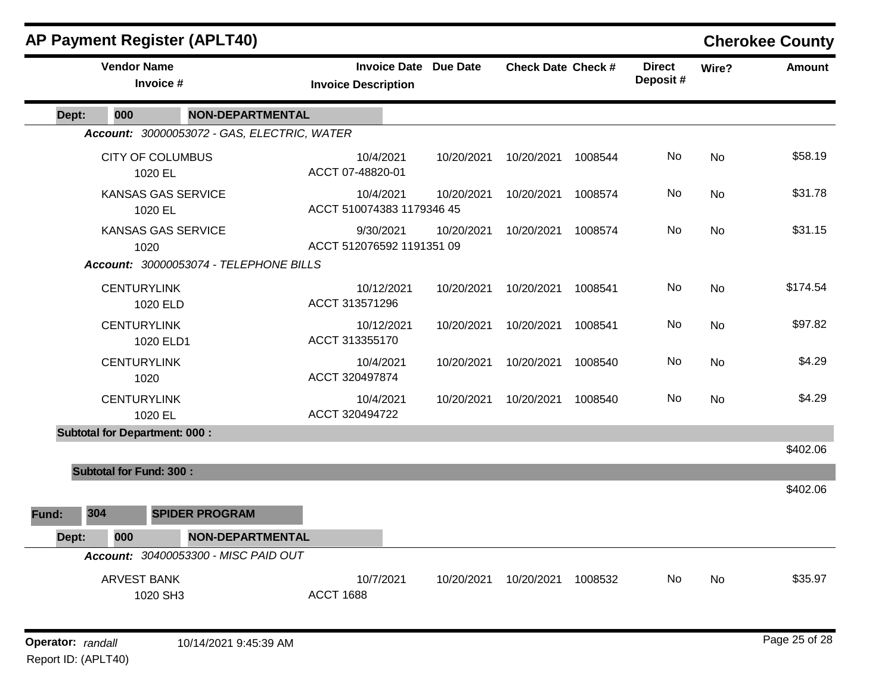## AP Payment Register (APLT40) — Cherokee County

| Vendor Name / Invoice # | Invoice Date / Invoice Description | Due Date | Check Date | Check # | Direct Deposit # | Wire? | Amount |
|---|---|---|---|---|---|---|---|
| **Dept: 000 NON-DEPARTMENTAL** | | | | | | | |
| ***Account: 30000053072 - GAS, ELECTRIC, WATER*** | | | | | | | |
| CITY OF COLUMBUS<br>1020 EL | 10/4/2021<br>ACCT 07-48820-01 | 10/20/2021 | 10/20/2021 | 1008544 | No | No | $58.19 |
| KANSAS GAS SERVICE<br>1020 EL | 10/4/2021<br>ACCT 510074383 1179346 45 | 10/20/2021 | 10/20/2021 | 1008574 | No | No | $31.78 |
| KANSAS GAS SERVICE<br>1020 | 9/30/2021<br>ACCT 512076592 1191351 09 | 10/20/2021 | 10/20/2021 | 1008574 | No | No | $31.15 |
| ***Account: 30000053074 - TELEPHONE BILLS*** | | | | | | | |
| CENTURYLINK<br>1020 ELD | 10/12/2021<br>ACCT 313571296 | 10/20/2021 | 10/20/2021 | 1008541 | No | No | $174.54 |
| CENTURYLINK<br>1020 ELD1 | 10/12/2021<br>ACCT 313355170 | 10/20/2021 | 10/20/2021 | 1008541 | No | No | $97.82 |
| CENTURYLINK<br>1020 | 10/4/2021<br>ACCT 320497874 | 10/20/2021 | 10/20/2021 | 1008540 | No | No | $4.29 |
| CENTURYLINK<br>1020 EL | 10/4/2021<br>ACCT 320494722 | 10/20/2021 | 10/20/2021 | 1008540 | No | No | $4.29 |
| **Subtotal for Department: 000 :** | | | | | | | $402.06 |
| **Subtotal for Fund: 300 :** | | | | | | | $402.06 |
| **Fund: 304 SPIDER PROGRAM** | | | | | | | |
| **Dept: 000 NON-DEPARTMENTAL** | | | | | | | |
| ***Account: 30400053300 - MISC PAID OUT*** | | | | | | | |
| ARVEST BANK<br>1020 SH3 | 10/7/2021<br>ACCT 1688 | 10/20/2021 | 10/20/2021 | 1008532 | No | No | $35.97 |

Operator: *randall* 10/14/2021 9:45:39 AM

Report ID: (APLT40)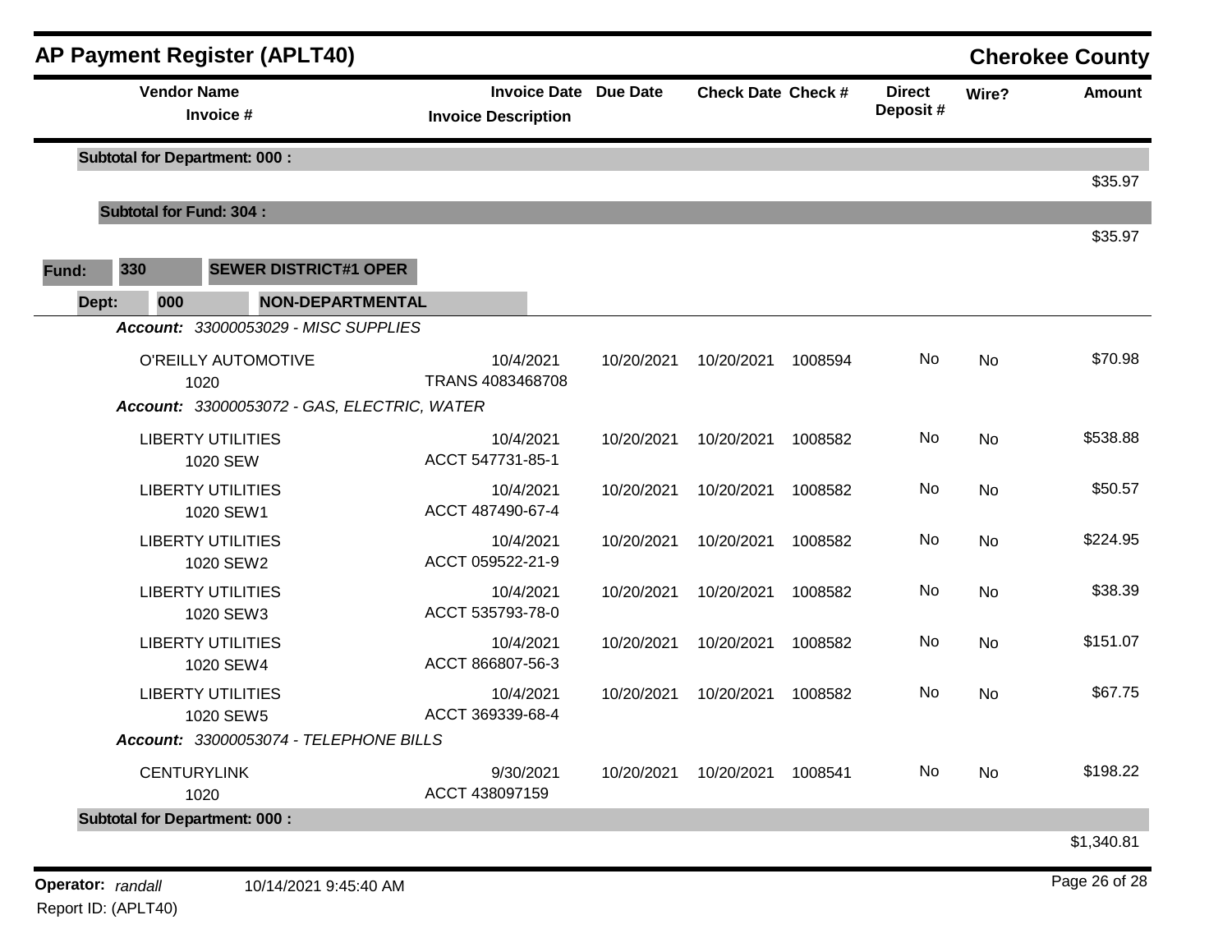# AP Payment Register (APLT40)

**Cherokee County**

| Vendor Name / Invoice # | Invoice Date / Invoice Description | Due Date | Check Date | Check # | Direct Deposit # | Wire? | Amount |
|---|---|---|---|---|---|---|---|
| **Subtotal for Department: 000 :** | | | | | | | $35.97 |
| **Subtotal for Fund: 304 :** | | | | | | | $35.97 |

**Fund: 330 SEWER DISTRICT#1 OPER**

**Dept: 000 NON-DEPARTMENTAL**

***Account:*** *33000053029 - MISC SUPPLIES*

| Vendor Name / Invoice # | Invoice Date / Invoice Description | Due Date | Check Date | Check # | Direct Deposit # | Wire? | Amount |
|---|---|---|---|---|---|---|---|
| O'REILLY AUTOMOTIVE 1020 | 10/4/2021 TRANS 4083468708 | 10/20/2021 | 10/20/2021 | 1008594 | No | No | $70.98 |

***Account:*** *33000053072 - GAS, ELECTRIC, WATER*

| Vendor Name / Invoice # | Invoice Date / Invoice Description | Due Date | Check Date | Check # | Direct Deposit # | Wire? | Amount |
|---|---|---|---|---|---|---|---|
| LIBERTY UTILITIES 1020 SEW | 10/4/2021 ACCT 547731-85-1 | 10/20/2021 | 10/20/2021 | 1008582 | No | No | $538.88 |
| LIBERTY UTILITIES 1020 SEW1 | 10/4/2021 ACCT 487490-67-4 | 10/20/2021 | 10/20/2021 | 1008582 | No | No | $50.57 |
| LIBERTY UTILITIES 1020 SEW2 | 10/4/2021 ACCT 059522-21-9 | 10/20/2021 | 10/20/2021 | 1008582 | No | No | $224.95 |
| LIBERTY UTILITIES 1020 SEW3 | 10/4/2021 ACCT 535793-78-0 | 10/20/2021 | 10/20/2021 | 1008582 | No | No | $38.39 |
| LIBERTY UTILITIES 1020 SEW4 | 10/4/2021 ACCT 866807-56-3 | 10/20/2021 | 10/20/2021 | 1008582 | No | No | $151.07 |
| LIBERTY UTILITIES 1020 SEW5 | 10/4/2021 ACCT 369339-68-4 | 10/20/2021 | 10/20/2021 | 1008582 | No | No | $67.75 |

***Account:*** *33000053074 - TELEPHONE BILLS*

| Vendor Name / Invoice # | Invoice Date / Invoice Description | Due Date | Check Date | Check # | Direct Deposit # | Wire? | Amount |
|---|---|---|---|---|---|---|---|
| CENTURYLINK 1020 | 9/30/2021 ACCT 438097159 | 10/20/2021 | 10/20/2021 | 1008541 | No | No | $198.22 |
| **Subtotal for Department: 000 :** | | | | | | | $1,340.81 |

**Operator:** *randall* 10/14/2021 9:45:40 AM

Report ID: (APLT40)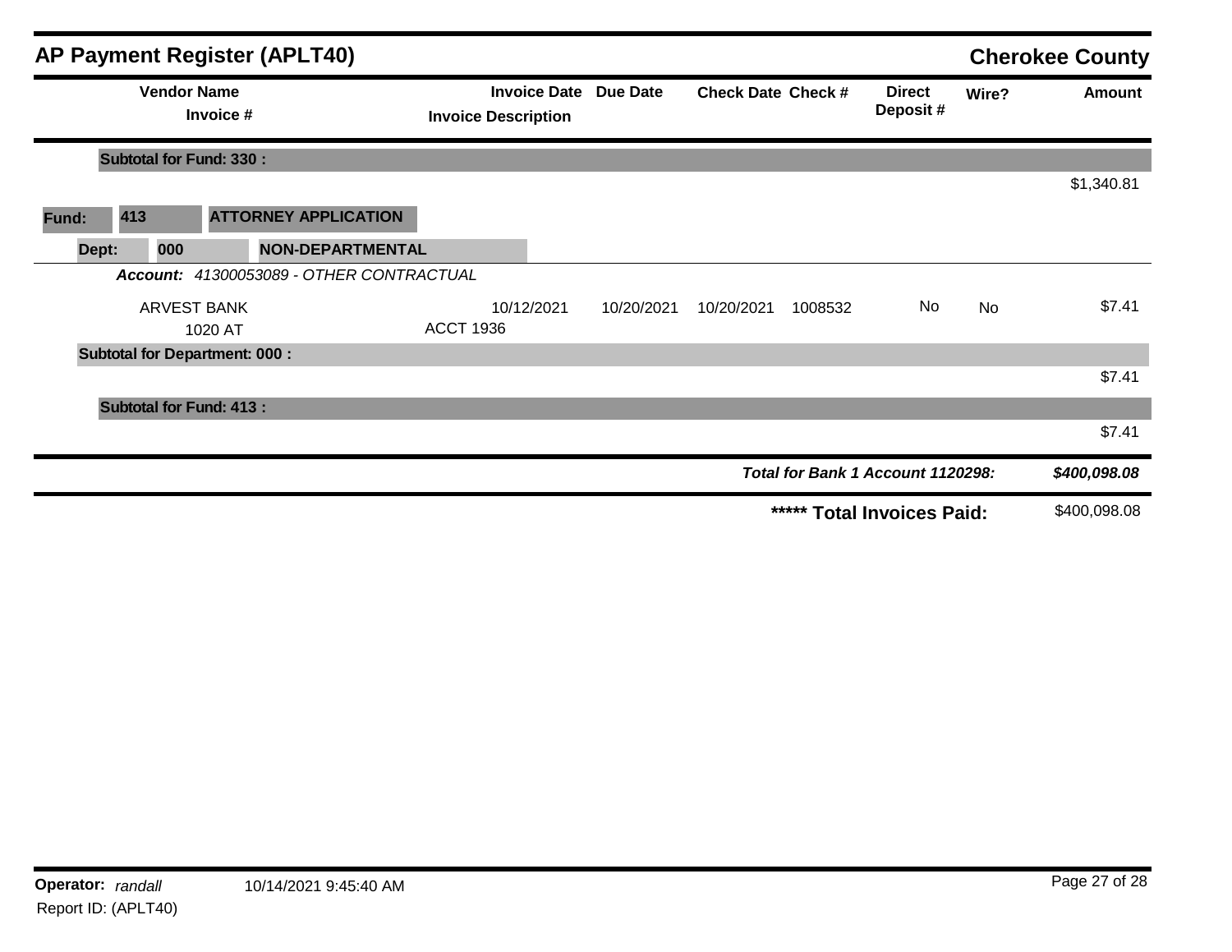# AP Payment Register (APLT40)

## Cherokee County

| Vendor Name / Invoice # | Invoice Date / Invoice Description | Due Date | Check Date | Check # | Direct Deposit # | Wire? | Amount |
|---|---|---|---|---|---|---|---|
| **Subtotal for Fund: 330 :** | | | | | | | $1,340.81 |
| **Fund: 413 ATTORNEY APPLICATION** | | | | | | | |
| **Dept: 000 NON-DEPARTMENTAL** | | | | | | | |
| ***Account:*** *41300053089 - OTHER CONTRACTUAL* | | | | | | | |
| ARVEST BANK<br>1020 AT | 10/12/2021<br>ACCT 1936 | 10/20/2021 | 10/20/2021 | 1008532 | No | No | $7.41 |
| **Subtotal for Department: 000 :** | | | | | | | $7.41 |
| **Subtotal for Fund: 413 :** | | | | | | | $7.41 |
| | | | | | ***Total for Bank 1 Account 1120298:*** | | ***$400,098.08*** |
| | | | | | **\*\*\*\*\* Total Invoices Paid:** | | $400,098.08 |

**Operator:** *randall* 10/14/2021 9:45:40 AM

Report ID: (APLT40)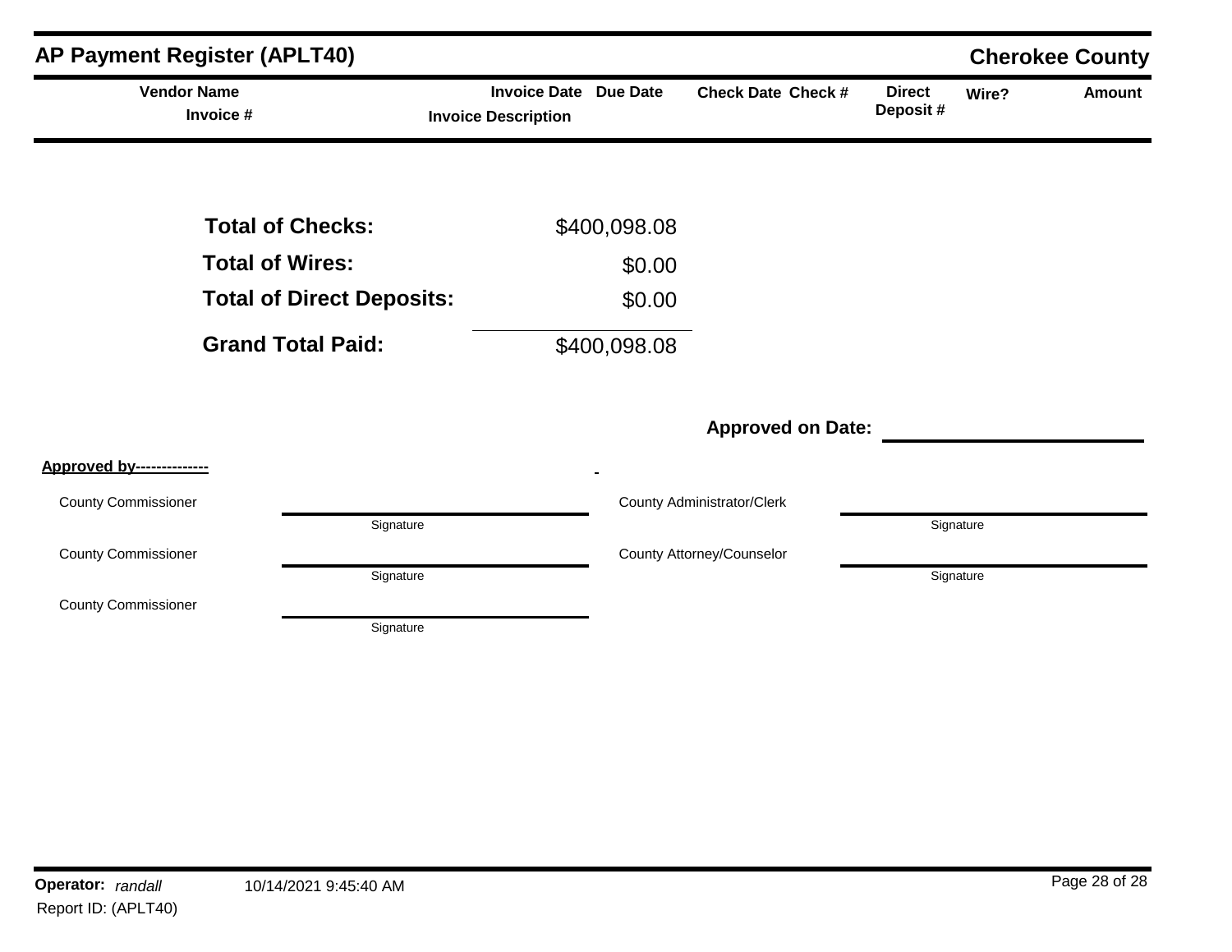# AP Payment Register (APLT40)

**Cherokee County**

| Vendor Name / Invoice # | Invoice Date / Invoice Description | Due Date | Check Date | Check # | Direct Deposit # | Wire? | Amount |
| --- | --- | --- | --- | --- | --- | --- | --- |

| | |
| --- | --- |
| **Total of Checks:** | $400,098.08 |
| **Total of Wires:** | $0.00 |
| **Total of Direct Deposits:** | $0.00 |
| **Grand Total Paid:** | $400,098.08 |

**Approved on Date:** ______________________

**Approved by--------------**

County Commissioner ______________________
Signature

County Administrator/Clerk ______________________
Signature

County Commissioner ______________________
Signature

County Attorney/Counselor ______________________
Signature

County Commissioner ______________________
Signature

**Operator:** *randall* 10/14/2021 9:45:40 AM

Report ID: (APLT40)